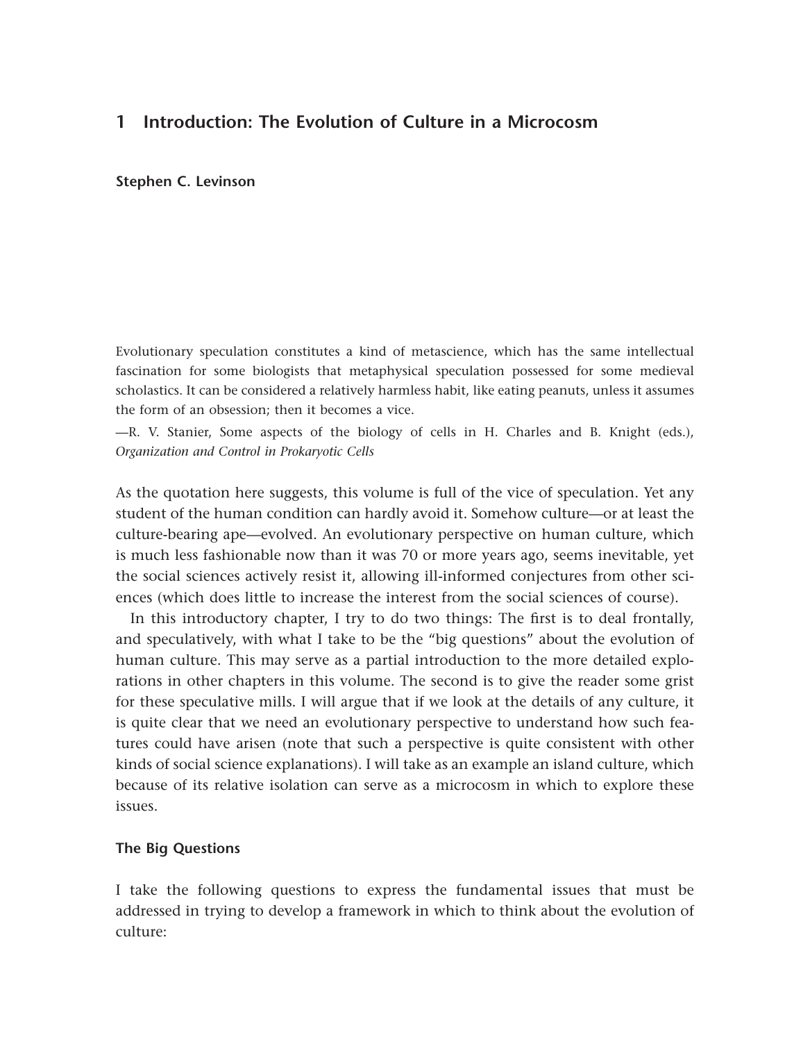# 1 Introduction: The Evolution of Culture in a Microcosm

**Stephen C. Levinson**

Evolutionary speculation constitutes a kind of metascience, which has the same intellectual fascination for some biologists that metaphysical speculation possessed for some medieval scholastics. It can be considered a relatively harmless habit, like eating peanuts, unless it assumes the form of an obsession; then it becomes a vice.

—R. V. Stanier, Some aspects of the biology of cells in H. Charles and B. Knight (eds.), *Organization and Control in Prokaryotic Cells*

As the quotation here suggests, this volume is full of the vice of speculation. Yet any student of the human condition can hardly avoid it. Somehow culture—or at least the culture-bearing ape—evolved. An evolutionary perspective on human culture, which is much less fashionable now than it was 70 or more years ago, seems inevitable, yet the social sciences actively resist it, allowing ill-informed conjectures from other sciences (which does little to increase the interest from the social sciences of course).

In this introductory chapter, I try to do two things: The first is to deal frontally, and speculatively, with what I take to be the "big questions" about the evolution of human culture. This may serve as a partial introduction to the more detailed explorations in other chapters in this volume. The second is to give the reader some grist for these speculative mills. I will argue that if we look at the details of any culture, it is quite clear that we need an evolutionary perspective to understand how such features could have arisen (note that such a perspective is quite consistent with other kinds of social science explanations). I will take as an example an island culture, which because of its relative isolation can serve as a microcosm in which to explore these issues.

## The Big Questions

I take the following questions to express the fundamental issues that must be addressed in trying to develop a framework in which to think about the evolution of culture: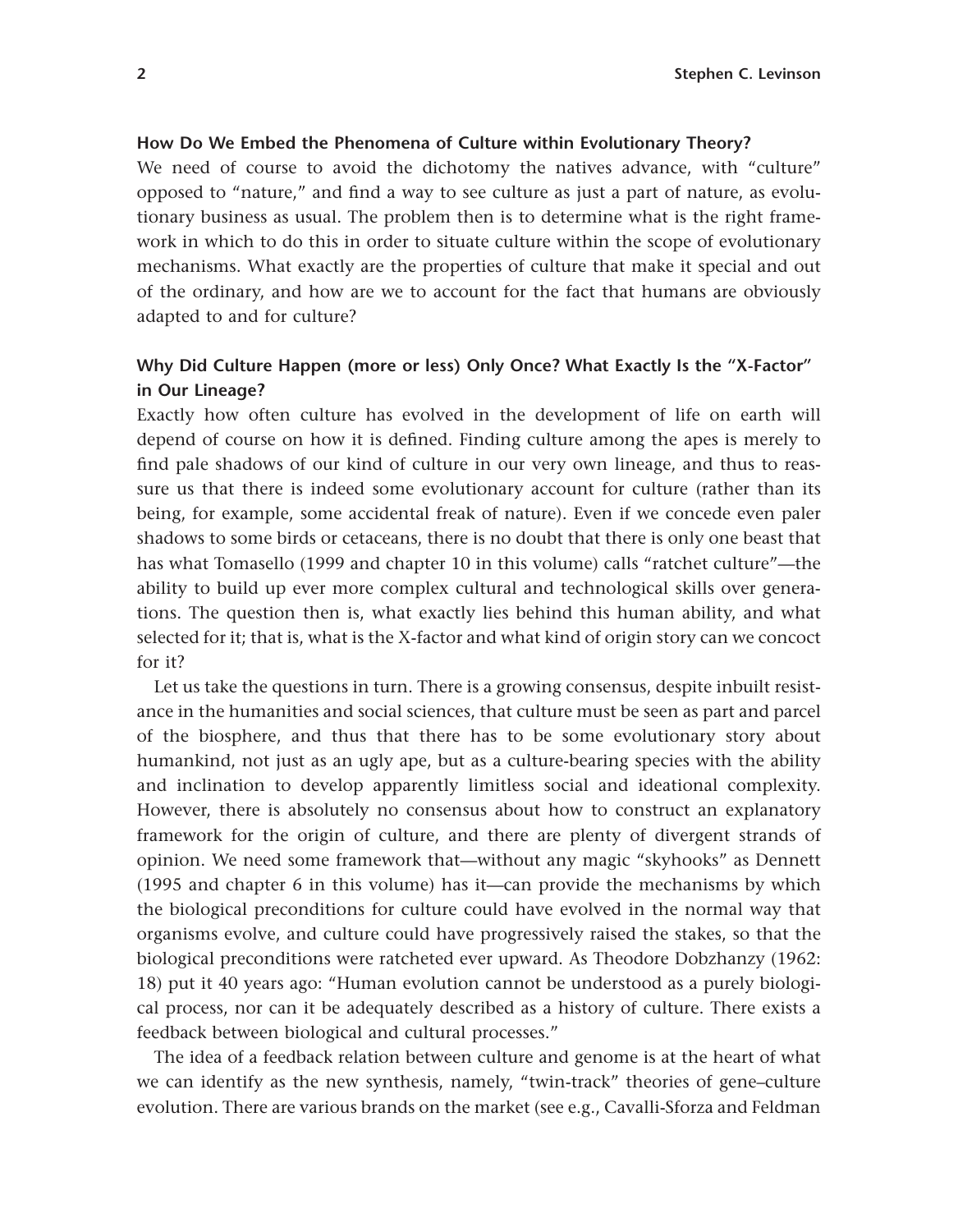### How Do We Embed the Phenomena of Culture within Evolutionary Theory?

We need of course to avoid the dichotomy the natives advance, with "culture" opposed to "nature," and find a way to see culture as just a part of nature, as evolutionary business as usual. The problem then is to determine what is the right framework in which to do this in order to situate culture within the scope of evolutionary mechanisms. What exactly are the properties of culture that make it special and out of the ordinary, and how are we to account for the fact that humans are obviously adapted to and for culture?

### Why Did Culture Happen (more or less) Only Once? What Exactly Is the "X-Factor" in Our Lineage?

Exactly how often culture has evolved in the development of life on earth will depend of course on how it is defined. Finding culture among the apes is merely to find pale shadows of our kind of culture in our very own lineage, and thus to reassure us that there is indeed some evolutionary account for culture (rather than its being, for example, some accidental freak of nature). Even if we concede even paler shadows to some birds or cetaceans, there is no doubt that there is only one beast that has what Tomasello (1999 and chapter 10 in this volume) calls "ratchet culture"—the ability to build up ever more complex cultural and technological skills over generations. The question then is, what exactly lies behind this human ability, and what selected for it; that is, what is the X-factor and what kind of origin story can we concoct for it?

Let us take the questions in turn. There is a growing consensus, despite inbuilt resistance in the humanities and social sciences, that culture must be seen as part and parcel of the biosphere, and thus that there has to be some evolutionary story about humankind, not just as an ugly ape, but as a culture-bearing species with the ability and inclination to develop apparently limitless social and ideational complexity. However, there is absolutely no consensus about how to construct an explanatory framework for the origin of culture, and there are plenty of divergent strands of opinion. We need some framework that—without any magic "skyhooks" as Dennett (1995 and chapter 6 in this volume) has it—can provide the mechanisms by which the biological preconditions for culture could have evolved in the normal way that organisms evolve, and culture could have progressively raised the stakes, so that the biological preconditions were ratcheted ever upward. As Theodore Dobzhanzy (1962: 18) put it 40 years ago: "Human evolution cannot be understood as a purely biological process, nor can it be adequately described as a history of culture. There exists a feedback between biological and cultural processes."

The idea of a feedback relation between culture and genome is at the heart of what we can identify as the new synthesis, namely, "twin-track" theories of gene–culture evolution. There are various brands on the market (see e.g., Cavalli-Sforza and Feldman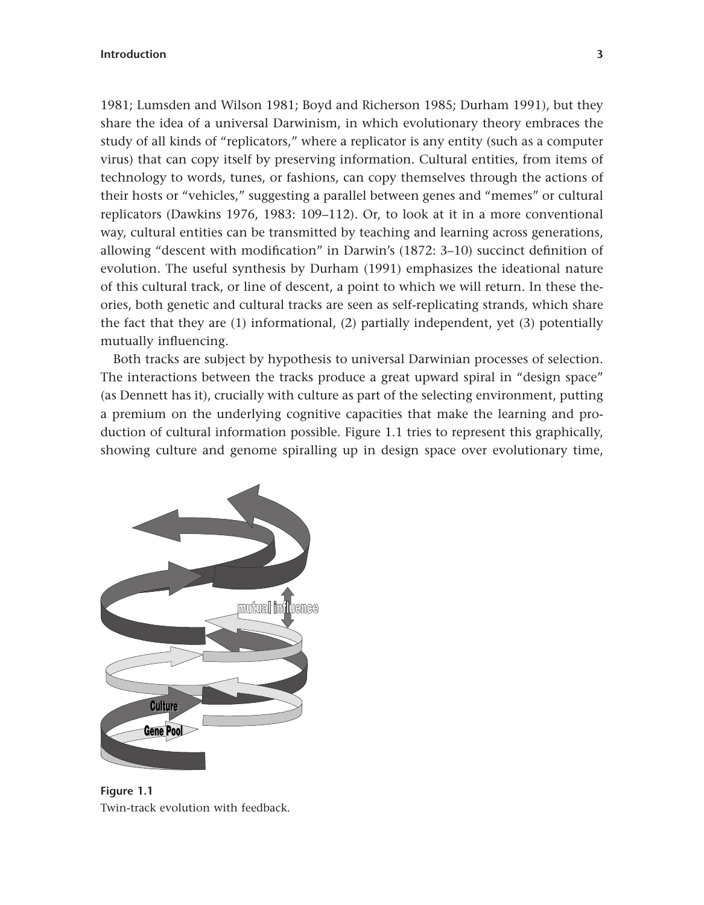1981; Lumsden and Wilson 1981; Boyd and Richerson 1985; Durham 1991), but they share the idea of a universal Darwinism, in which evolutionary theory embraces the study of all kinds of "replicators," where a replicator is any entity (such as a computer virus) that can copy itself by preserving information. Cultural entities, from items of technology to words, tunes, or fashions, can copy themselves through the actions of their hosts or "vehicles," suggesting a parallel between genes and "memes" or cultural replicators (Dawkins 1976, 1983: 109–112). Or, to look at it in a more conventional way, cultural entities can be transmitted by teaching and learning across generations, allowing "descent with modification" in Darwin's (1872: 3–10) succinct definition of evolution. The useful synthesis by Durham (1991) emphasizes the ideational nature of this cultural track, or line of descent, a point to which we will return. In these theories, both genetic and cultural tracks are seen as self-replicating strands, which share the fact that they are (1) informational, (2) partially independent, yet (3) potentially mutually influencing.

Both tracks are subject by hypothesis to universal Darwinian processes of selection. The interactions between the tracks produce a great upward spiral in "design space" (as Dennett has it), crucially with culture as part of the selecting environment, putting a premium on the underlying cognitive capacities that make the learning and production of cultural information possible. Figure 1.1 tries to represent this graphically, showing culture and genome spiralling up in design space over evolutionary time,

**Figure 1.1**
Twin-track evolution with feedback.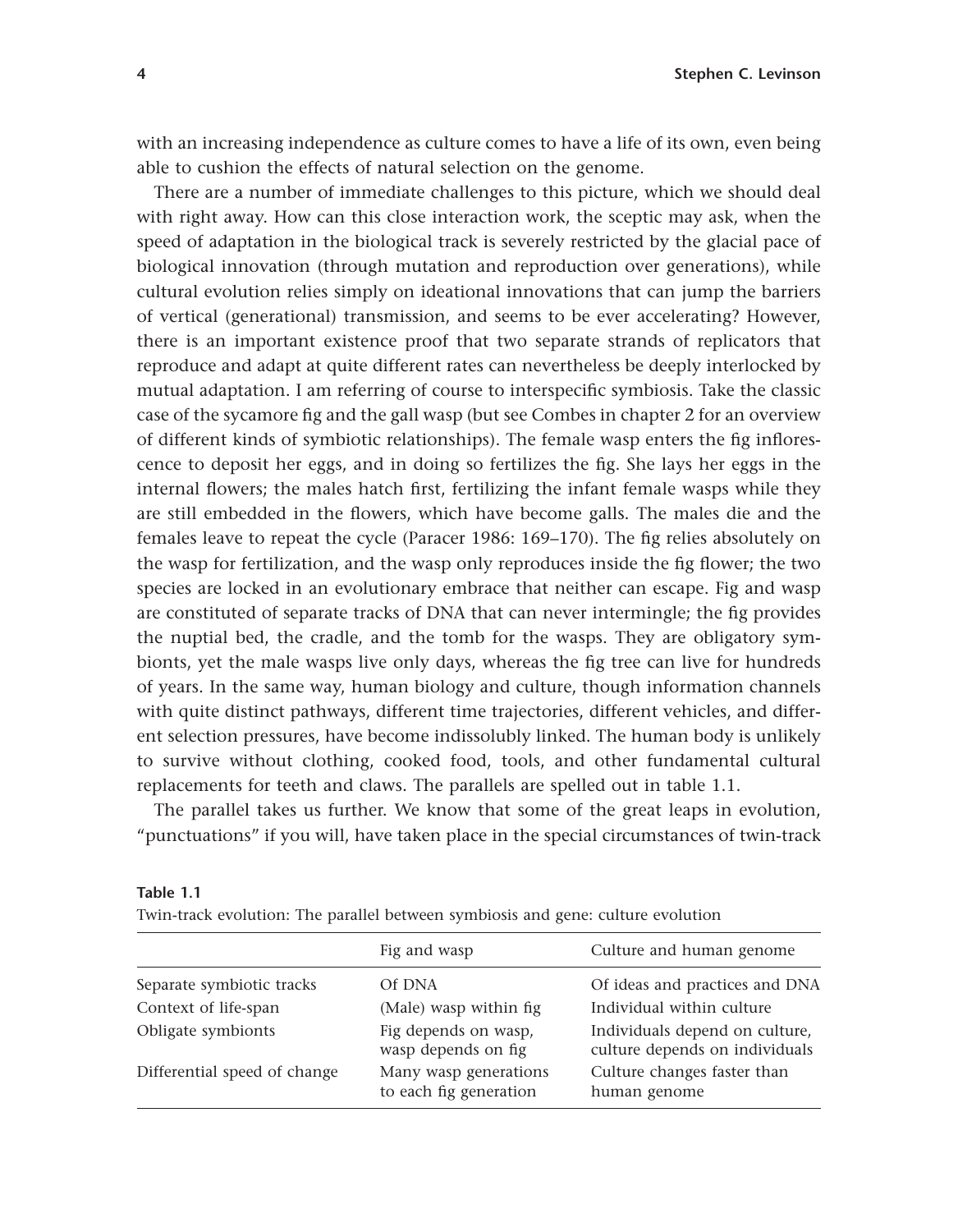with an increasing independence as culture comes to have a life of its own, even being able to cushion the effects of natural selection on the genome.

There are a number of immediate challenges to this picture, which we should deal with right away. How can this close interaction work, the sceptic may ask, when the speed of adaptation in the biological track is severely restricted by the glacial pace of biological innovation (through mutation and reproduction over generations), while cultural evolution relies simply on ideational innovations that can jump the barriers of vertical (generational) transmission, and seems to be ever accelerating? However, there is an important existence proof that two separate strands of replicators that reproduce and adapt at quite different rates can nevertheless be deeply interlocked by mutual adaptation. I am referring of course to interspecific symbiosis. Take the classic case of the sycamore fig and the gall wasp (but see Combes in chapter 2 for an overview of different kinds of symbiotic relationships). The female wasp enters the fig inflorescence to deposit her eggs, and in doing so fertilizes the fig. She lays her eggs in the internal flowers; the males hatch first, fertilizing the infant female wasps while they are still embedded in the flowers, which have become galls. The males die and the females leave to repeat the cycle (Paracer 1986: 169–170). The fig relies absolutely on the wasp for fertilization, and the wasp only reproduces inside the fig flower; the two species are locked in an evolutionary embrace that neither can escape. Fig and wasp are constituted of separate tracks of DNA that can never intermingle; the fig provides the nuptial bed, the cradle, and the tomb for the wasps. They are obligatory symbionts, yet the male wasps live only days, whereas the fig tree can live for hundreds of years. In the same way, human biology and culture, though information channels with quite distinct pathways, different time trajectories, different vehicles, and different selection pressures, have become indissolubly linked. The human body is unlikely to survive without clothing, cooked food, tools, and other fundamental cultural replacements for teeth and claws. The parallels are spelled out in table 1.1.

The parallel takes us further. We know that some of the great leaps in evolution, "punctuations" if you will, have taken place in the special circumstances of twin-track

**Table 1.1**
Twin-track evolution: The parallel between symbiosis and gene: culture evolution

| | Fig and wasp | Culture and human genome |
|---|---|---|
| Separate symbiotic tracks | Of DNA | Of ideas and practices and DNA |
| Context of life-span | (Male) wasp within fig | Individual within culture |
| Obligate symbionts | Fig depends on wasp, wasp depends on fig | Individuals depend on culture, culture depends on individuals |
| Differential speed of change | Many wasp generations to each fig generation | Culture changes faster than human genome |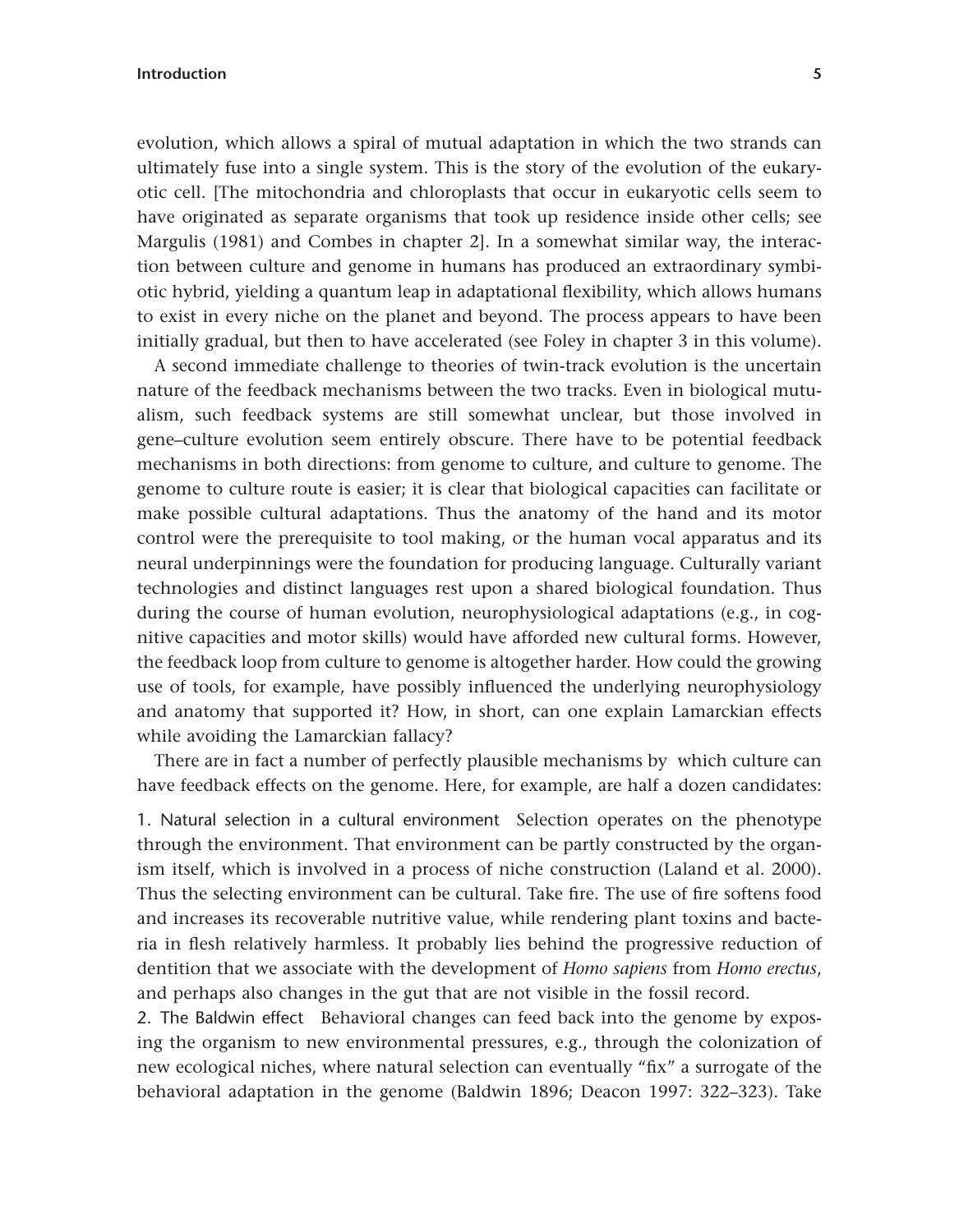evolution, which allows a spiral of mutual adaptation in which the two strands can ultimately fuse into a single system. This is the story of the evolution of the eukaryotic cell. [The mitochondria and chloroplasts that occur in eukaryotic cells seem to have originated as separate organisms that took up residence inside other cells; see Margulis (1981) and Combes in chapter 2]. In a somewhat similar way, the interaction between culture and genome in humans has produced an extraordinary symbiotic hybrid, yielding a quantum leap in adaptational flexibility, which allows humans to exist in every niche on the planet and beyond. The process appears to have been initially gradual, but then to have accelerated (see Foley in chapter 3 in this volume).

A second immediate challenge to theories of twin-track evolution is the uncertain nature of the feedback mechanisms between the two tracks. Even in biological mutualism, such feedback systems are still somewhat unclear, but those involved in gene–culture evolution seem entirely obscure. There have to be potential feedback mechanisms in both directions: from genome to culture, and culture to genome. The genome to culture route is easier; it is clear that biological capacities can facilitate or make possible cultural adaptations. Thus the anatomy of the hand and its motor control were the prerequisite to tool making, or the human vocal apparatus and its neural underpinnings were the foundation for producing language. Culturally variant technologies and distinct languages rest upon a shared biological foundation. Thus during the course of human evolution, neurophysiological adaptations (e.g., in cognitive capacities and motor skills) would have afforded new cultural forms. However, the feedback loop from culture to genome is altogether harder. How could the growing use of tools, for example, have possibly influenced the underlying neurophysiology and anatomy that supported it? How, in short, can one explain Lamarckian effects while avoiding the Lamarckian fallacy?

There are in fact a number of perfectly plausible mechanisms by which culture can have feedback effects on the genome. Here, for example, are half a dozen candidates:

1. Natural selection in a cultural environment   Selection operates on the phenotype through the environment. That environment can be partly constructed by the organism itself, which is involved in a process of niche construction (Laland et al. 2000). Thus the selecting environment can be cultural. Take fire. The use of fire softens food and increases its recoverable nutritive value, while rendering plant toxins and bacteria in flesh relatively harmless. It probably lies behind the progressive reduction of dentition that we associate with the development of *Homo sapiens* from *Homo erectus*, and perhaps also changes in the gut that are not visible in the fossil record.

2. The Baldwin effect   Behavioral changes can feed back into the genome by exposing the organism to new environmental pressures, e.g., through the colonization of new ecological niches, where natural selection can eventually "fix" a surrogate of the behavioral adaptation in the genome (Baldwin 1896; Deacon 1997: 322–323). Take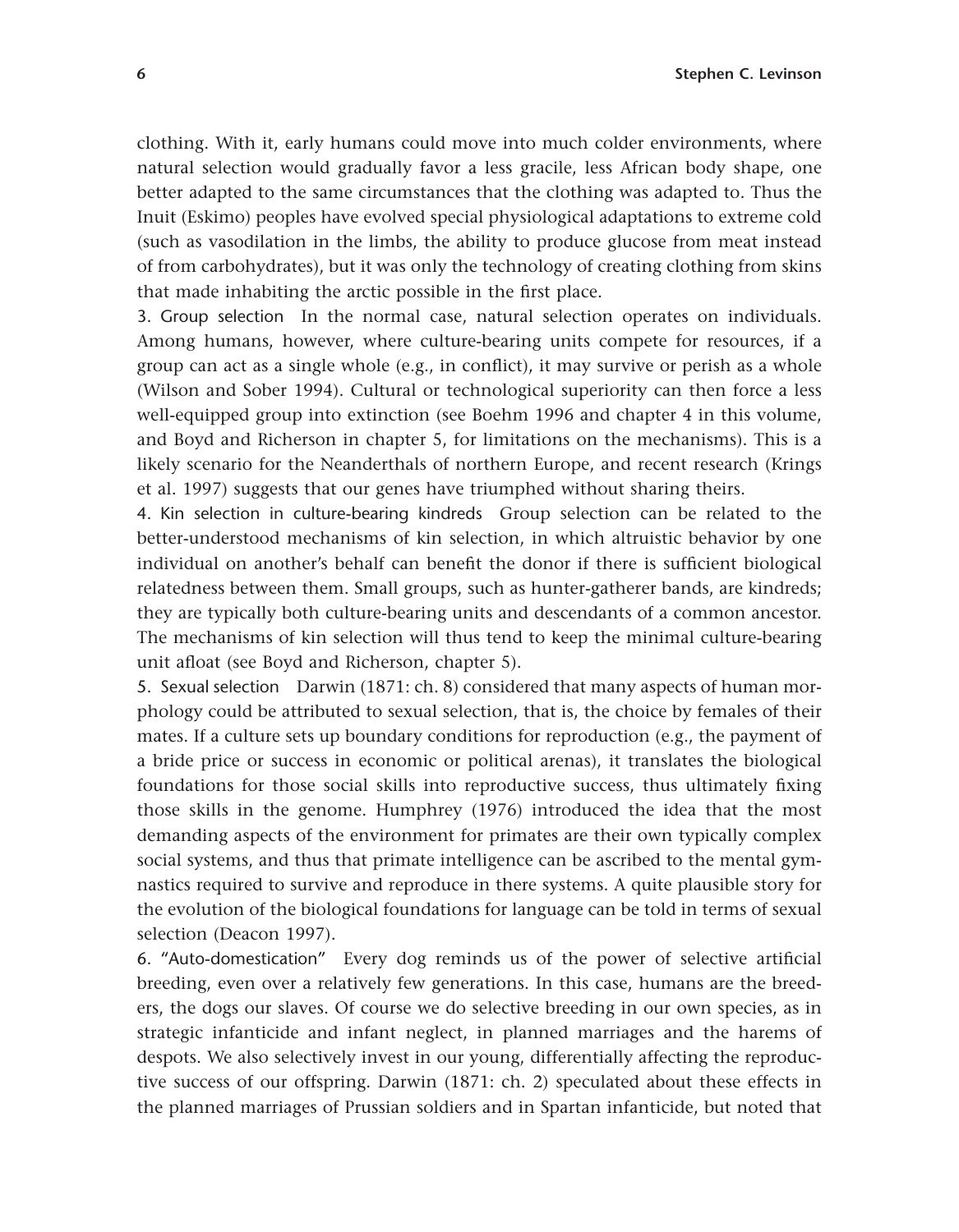clothing. With it, early humans could move into much colder environments, where natural selection would gradually favor a less gracile, less African body shape, one better adapted to the same circumstances that the clothing was adapted to. Thus the Inuit (Eskimo) peoples have evolved special physiological adaptations to extreme cold (such as vasodilation in the limbs, the ability to produce glucose from meat instead of from carbohydrates), but it was only the technology of creating clothing from skins that made inhabiting the arctic possible in the first place.

3. Group selection  In the normal case, natural selection operates on individuals. Among humans, however, where culture-bearing units compete for resources, if a group can act as a single whole (e.g., in conflict), it may survive or perish as a whole (Wilson and Sober 1994). Cultural or technological superiority can then force a less well-equipped group into extinction (see Boehm 1996 and chapter 4 in this volume, and Boyd and Richerson in chapter 5, for limitations on the mechanisms). This is a likely scenario for the Neanderthals of northern Europe, and recent research (Krings et al. 1997) suggests that our genes have triumphed without sharing theirs.

4. Kin selection in culture-bearing kindreds  Group selection can be related to the better-understood mechanisms of kin selection, in which altruistic behavior by one individual on another's behalf can benefit the donor if there is sufficient biological relatedness between them. Small groups, such as hunter-gatherer bands, are kindreds; they are typically both culture-bearing units and descendants of a common ancestor. The mechanisms of kin selection will thus tend to keep the minimal culture-bearing unit afloat (see Boyd and Richerson, chapter 5).

5. Sexual selection  Darwin (1871: ch. 8) considered that many aspects of human morphology could be attributed to sexual selection, that is, the choice by females of their mates. If a culture sets up boundary conditions for reproduction (e.g., the payment of a bride price or success in economic or political arenas), it translates the biological foundations for those social skills into reproductive success, thus ultimately fixing those skills in the genome. Humphrey (1976) introduced the idea that the most demanding aspects of the environment for primates are their own typically complex social systems, and thus that primate intelligence can be ascribed to the mental gymnastics required to survive and reproduce in there systems. A quite plausible story for the evolution of the biological foundations for language can be told in terms of sexual selection (Deacon 1997).

6. "Auto-domestication"  Every dog reminds us of the power of selective artificial breeding, even over a relatively few generations. In this case, humans are the breeders, the dogs our slaves. Of course we do selective breeding in our own species, as in strategic infanticide and infant neglect, in planned marriages and the harems of despots. We also selectively invest in our young, differentially affecting the reproductive success of our offspring. Darwin (1871: ch. 2) speculated about these effects in the planned marriages of Prussian soldiers and in Spartan infanticide, but noted that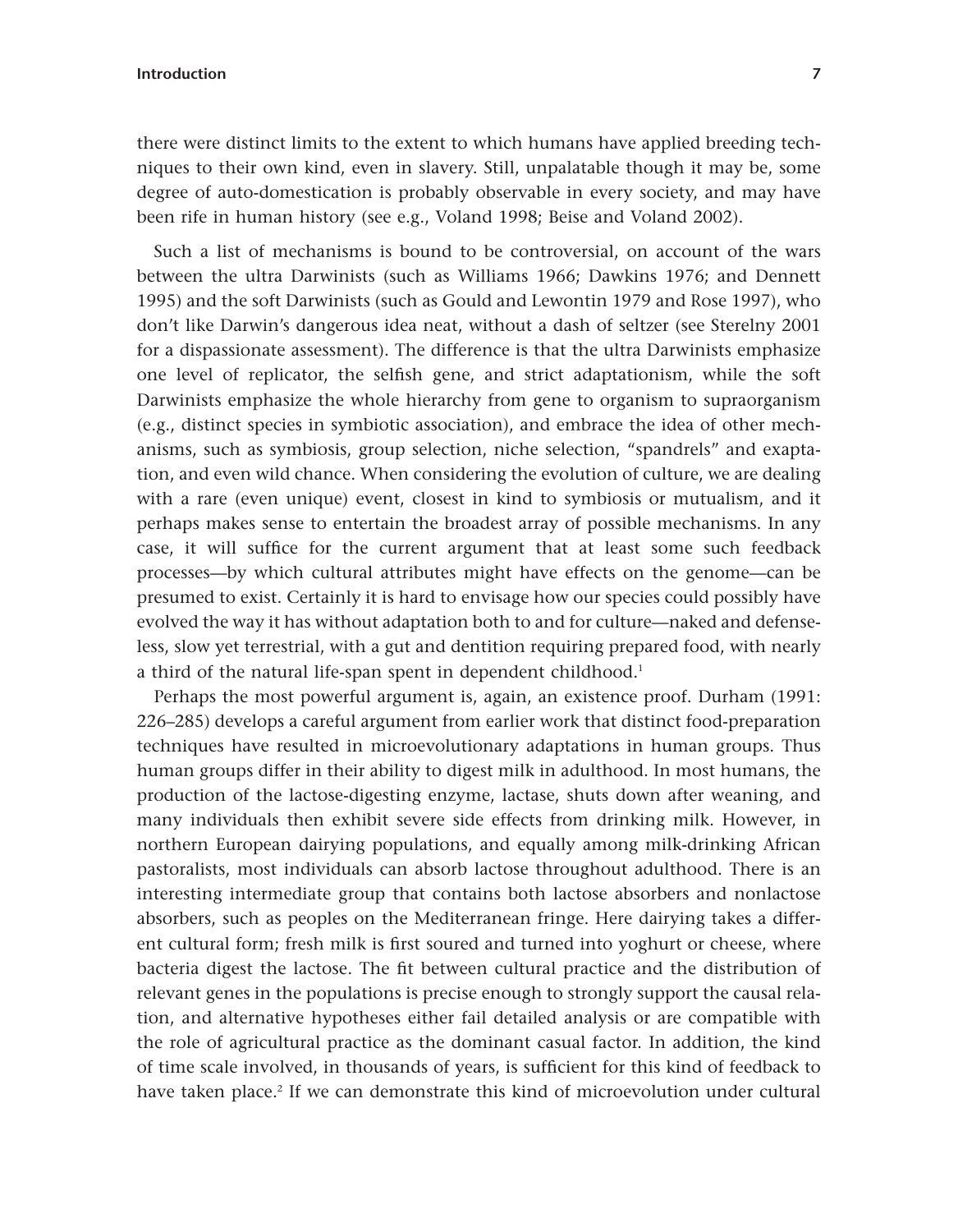there were distinct limits to the extent to which humans have applied breeding techniques to their own kind, even in slavery. Still, unpalatable though it may be, some degree of auto-domestication is probably observable in every society, and may have been rife in human history (see e.g., Voland 1998; Beise and Voland 2002).

Such a list of mechanisms is bound to be controversial, on account of the wars between the ultra Darwinists (such as Williams 1966; Dawkins 1976; and Dennett 1995) and the soft Darwinists (such as Gould and Lewontin 1979 and Rose 1997), who don't like Darwin's dangerous idea neat, without a dash of seltzer (see Sterelny 2001 for a dispassionate assessment). The difference is that the ultra Darwinists emphasize one level of replicator, the selfish gene, and strict adaptationism, while the soft Darwinists emphasize the whole hierarchy from gene to organism to supraorganism (e.g., distinct species in symbiotic association), and embrace the idea of other mechanisms, such as symbiosis, group selection, niche selection, "spandrels" and exaptation, and even wild chance. When considering the evolution of culture, we are dealing with a rare (even unique) event, closest in kind to symbiosis or mutualism, and it perhaps makes sense to entertain the broadest array of possible mechanisms. In any case, it will suffice for the current argument that at least some such feedback processes—by which cultural attributes might have effects on the genome—can be presumed to exist. Certainly it is hard to envisage how our species could possibly have evolved the way it has without adaptation both to and for culture—naked and defenseless, slow yet terrestrial, with a gut and dentition requiring prepared food, with nearly a third of the natural life-span spent in dependent childhood.[1]

Perhaps the most powerful argument is, again, an existence proof. Durham (1991: 226–285) develops a careful argument from earlier work that distinct food-preparation techniques have resulted in microevolutionary adaptations in human groups. Thus human groups differ in their ability to digest milk in adulthood. In most humans, the production of the lactose-digesting enzyme, lactase, shuts down after weaning, and many individuals then exhibit severe side effects from drinking milk. However, in northern European dairying populations, and equally among milk-drinking African pastoralists, most individuals can absorb lactose throughout adulthood. There is an interesting intermediate group that contains both lactose absorbers and nonlactose absorbers, such as peoples on the Mediterranean fringe. Here dairying takes a different cultural form; fresh milk is first soured and turned into yoghurt or cheese, where bacteria digest the lactose. The fit between cultural practice and the distribution of relevant genes in the populations is precise enough to strongly support the causal relation, and alternative hypotheses either fail detailed analysis or are compatible with the role of agricultural practice as the dominant casual factor. In addition, the kind of time scale involved, in thousands of years, is sufficient for this kind of feedback to have taken place.[2] If we can demonstrate this kind of microevolution under cultural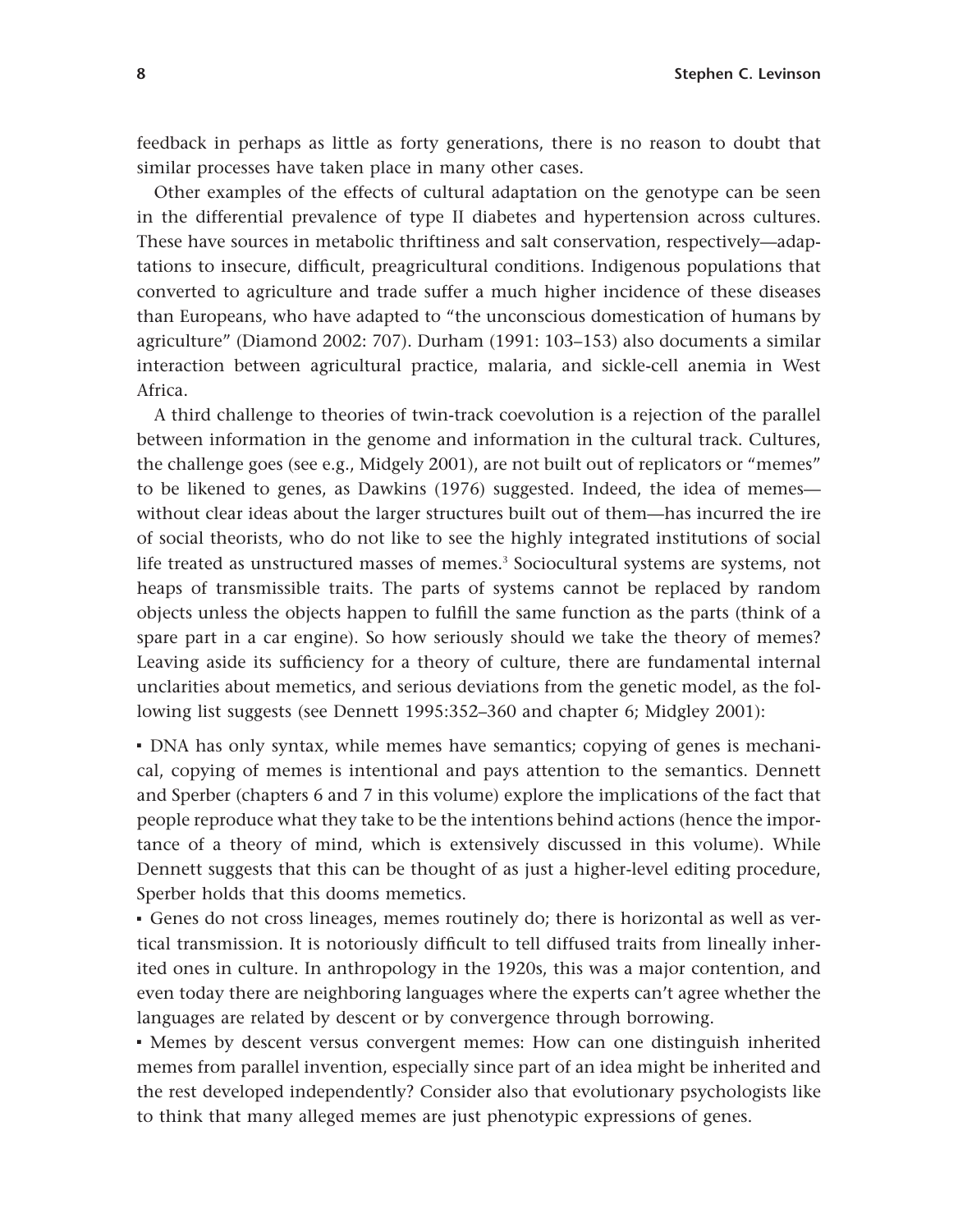feedback in perhaps as little as forty generations, there is no reason to doubt that similar processes have taken place in many other cases.

Other examples of the effects of cultural adaptation on the genotype can be seen in the differential prevalence of type II diabetes and hypertension across cultures. These have sources in metabolic thriftiness and salt conservation, respectively—adaptations to insecure, difficult, preagricultural conditions. Indigenous populations that converted to agriculture and trade suffer a much higher incidence of these diseases than Europeans, who have adapted to "the unconscious domestication of humans by agriculture" (Diamond 2002: 707). Durham (1991: 103–153) also documents a similar interaction between agricultural practice, malaria, and sickle-cell anemia in West Africa.

A third challenge to theories of twin-track coevolution is a rejection of the parallel between information in the genome and information in the cultural track. Cultures, the challenge goes (see e.g., Midgely 2001), are not built out of replicators or "memes" to be likened to genes, as Dawkins (1976) suggested. Indeed, the idea of memes—without clear ideas about the larger structures built out of them—has incurred the ire of social theorists, who do not like to see the highly integrated institutions of social life treated as unstructured masses of memes.[3] Sociocultural systems are systems, not heaps of transmissible traits. The parts of systems cannot be replaced by random objects unless the objects happen to fulfill the same function as the parts (think of a spare part in a car engine). So how seriously should we take the theory of memes? Leaving aside its sufficiency for a theory of culture, there are fundamental internal unclarities about memetics, and serious deviations from the genetic model, as the following list suggests (see Dennett 1995:352–360 and chapter 6; Midgley 2001):

- DNA has only syntax, while memes have semantics; copying of genes is mechanical, copying of memes is intentional and pays attention to the semantics. Dennett and Sperber (chapters 6 and 7 in this volume) explore the implications of the fact that people reproduce what they take to be the intentions behind actions (hence the importance of a theory of mind, which is extensively discussed in this volume). While Dennett suggests that this can be thought of as just a higher-level editing procedure, Sperber holds that this dooms memetics.
- Genes do not cross lineages, memes routinely do; there is horizontal as well as vertical transmission. It is notoriously difficult to tell diffused traits from lineally inherited ones in culture. In anthropology in the 1920s, this was a major contention, and even today there are neighboring languages where the experts can't agree whether the languages are related by descent or by convergence through borrowing.
- Memes by descent versus convergent memes: How can one distinguish inherited memes from parallel invention, especially since part of an idea might be inherited and the rest developed independently? Consider also that evolutionary psychologists like to think that many alleged memes are just phenotypic expressions of genes.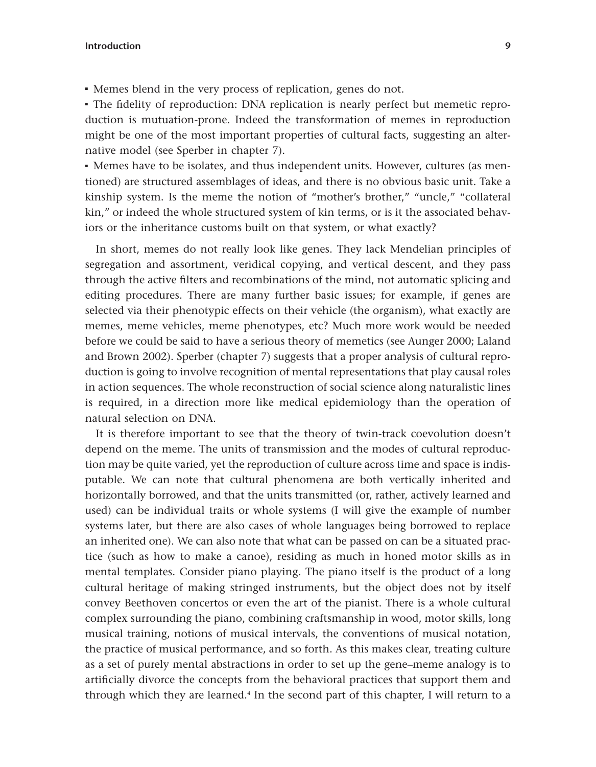- Memes blend in the very process of replication, genes do not.
- The fidelity of reproduction: DNA replication is nearly perfect but memetic reproduction is mutuation-prone. Indeed the transformation of memes in reproduction might be one of the most important properties of cultural facts, suggesting an alternative model (see Sperber in chapter 7).
- Memes have to be isolates, and thus independent units. However, cultures (as mentioned) are structured assemblages of ideas, and there is no obvious basic unit. Take a kinship system. Is the meme the notion of "mother's brother," "uncle," "collateral kin," or indeed the whole structured system of kin terms, or is it the associated behaviors or the inheritance customs built on that system, or what exactly?

In short, memes do not really look like genes. They lack Mendelian principles of segregation and assortment, veridical copying, and vertical descent, and they pass through the active filters and recombinations of the mind, not automatic splicing and editing procedures. There are many further basic issues; for example, if genes are selected via their phenotypic effects on their vehicle (the organism), what exactly are memes, meme vehicles, meme phenotypes, etc? Much more work would be needed before we could be said to have a serious theory of memetics (see Aunger 2000; Laland and Brown 2002). Sperber (chapter 7) suggests that a proper analysis of cultural reproduction is going to involve recognition of mental representations that play causal roles in action sequences. The whole reconstruction of social science along naturalistic lines is required, in a direction more like medical epidemiology than the operation of natural selection on DNA.

It is therefore important to see that the theory of twin-track coevolution doesn't depend on the meme. The units of transmission and the modes of cultural reproduction may be quite varied, yet the reproduction of culture across time and space is indisputable. We can note that cultural phenomena are both vertically inherited and horizontally borrowed, and that the units transmitted (or, rather, actively learned and used) can be individual traits or whole systems (I will give the example of number systems later, but there are also cases of whole languages being borrowed to replace an inherited one). We can also note that what can be passed on can be a situated practice (such as how to make a canoe), residing as much in honed motor skills as in mental templates. Consider piano playing. The piano itself is the product of a long cultural heritage of making stringed instruments, but the object does not by itself convey Beethoven concertos or even the art of the pianist. There is a whole cultural complex surrounding the piano, combining craftsmanship in wood, motor skills, long musical training, notions of musical intervals, the conventions of musical notation, the practice of musical performance, and so forth. As this makes clear, treating culture as a set of purely mental abstractions in order to set up the gene–meme analogy is to artificially divorce the concepts from the behavioral practices that support them and through which they are learned.[4] In the second part of this chapter, I will return to a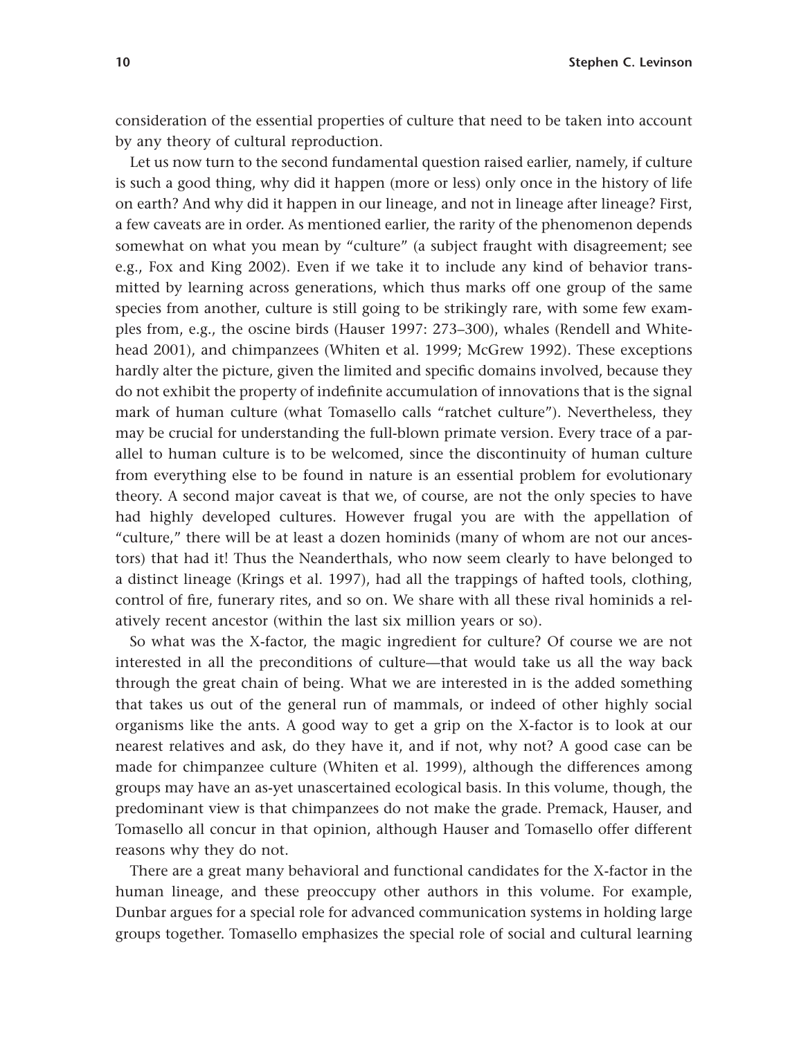consideration of the essential properties of culture that need to be taken into account by any theory of cultural reproduction.

Let us now turn to the second fundamental question raised earlier, namely, if culture is such a good thing, why did it happen (more or less) only once in the history of life on earth? And why did it happen in our lineage, and not in lineage after lineage? First, a few caveats are in order. As mentioned earlier, the rarity of the phenomenon depends somewhat on what you mean by "culture" (a subject fraught with disagreement; see e.g., Fox and King 2002). Even if we take it to include any kind of behavior transmitted by learning across generations, which thus marks off one group of the same species from another, culture is still going to be strikingly rare, with some few examples from, e.g., the oscine birds (Hauser 1997: 273–300), whales (Rendell and Whitehead 2001), and chimpanzees (Whiten et al. 1999; McGrew 1992). These exceptions hardly alter the picture, given the limited and specific domains involved, because they do not exhibit the property of indefinite accumulation of innovations that is the signal mark of human culture (what Tomasello calls "ratchet culture"). Nevertheless, they may be crucial for understanding the full-blown primate version. Every trace of a parallel to human culture is to be welcomed, since the discontinuity of human culture from everything else to be found in nature is an essential problem for evolutionary theory. A second major caveat is that we, of course, are not the only species to have had highly developed cultures. However frugal you are with the appellation of "culture," there will be at least a dozen hominids (many of whom are not our ancestors) that had it! Thus the Neanderthals, who now seem clearly to have belonged to a distinct lineage (Krings et al. 1997), had all the trappings of hafted tools, clothing, control of fire, funerary rites, and so on. We share with all these rival hominids a relatively recent ancestor (within the last six million years or so).

So what was the X-factor, the magic ingredient for culture? Of course we are not interested in all the preconditions of culture—that would take us all the way back through the great chain of being. What we are interested in is the added something that takes us out of the general run of mammals, or indeed of other highly social organisms like the ants. A good way to get a grip on the X-factor is to look at our nearest relatives and ask, do they have it, and if not, why not? A good case can be made for chimpanzee culture (Whiten et al. 1999), although the differences among groups may have an as-yet unascertained ecological basis. In this volume, though, the predominant view is that chimpanzees do not make the grade. Premack, Hauser, and Tomasello all concur in that opinion, although Hauser and Tomasello offer different reasons why they do not.

There are a great many behavioral and functional candidates for the X-factor in the human lineage, and these preoccupy other authors in this volume. For example, Dunbar argues for a special role for advanced communication systems in holding large groups together. Tomasello emphasizes the special role of social and cultural learning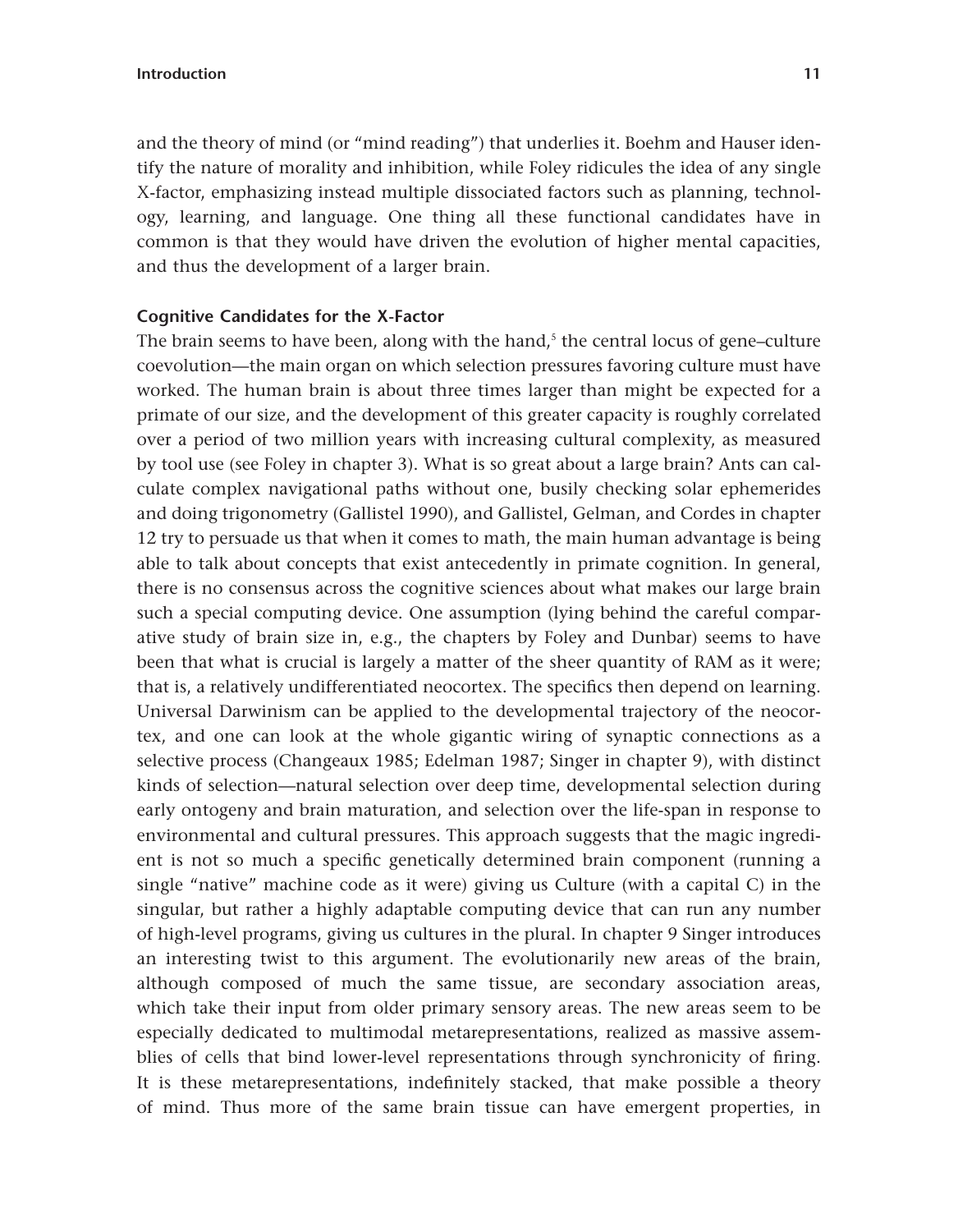and the theory of mind (or "mind reading") that underlies it. Boehm and Hauser identify the nature of morality and inhibition, while Foley ridicules the idea of any single X-factor, emphasizing instead multiple dissociated factors such as planning, technology, learning, and language. One thing all these functional candidates have in common is that they would have driven the evolution of higher mental capacities, and thus the development of a larger brain.

### Cognitive Candidates for the X-Factor

The brain seems to have been, along with the hand,[5] the central locus of gene–culture coevolution—the main organ on which selection pressures favoring culture must have worked. The human brain is about three times larger than might be expected for a primate of our size, and the development of this greater capacity is roughly correlated over a period of two million years with increasing cultural complexity, as measured by tool use (see Foley in chapter 3). What is so great about a large brain? Ants can calculate complex navigational paths without one, busily checking solar ephemerides and doing trigonometry (Gallistel 1990), and Gallistel, Gelman, and Cordes in chapter 12 try to persuade us that when it comes to math, the main human advantage is being able to talk about concepts that exist antecedently in primate cognition. In general, there is no consensus across the cognitive sciences about what makes our large brain such a special computing device. One assumption (lying behind the careful comparative study of brain size in, e.g., the chapters by Foley and Dunbar) seems to have been that what is crucial is largely a matter of the sheer quantity of RAM as it were; that is, a relatively undifferentiated neocortex. The specifics then depend on learning. Universal Darwinism can be applied to the developmental trajectory of the neocortex, and one can look at the whole gigantic wiring of synaptic connections as a selective process (Changeaux 1985; Edelman 1987; Singer in chapter 9), with distinct kinds of selection—natural selection over deep time, developmental selection during early ontogeny and brain maturation, and selection over the life-span in response to environmental and cultural pressures. This approach suggests that the magic ingredient is not so much a specific genetically determined brain component (running a single "native" machine code as it were) giving us Culture (with a capital C) in the singular, but rather a highly adaptable computing device that can run any number of high-level programs, giving us cultures in the plural. In chapter 9 Singer introduces an interesting twist to this argument. The evolutionarily new areas of the brain, although composed of much the same tissue, are secondary association areas, which take their input from older primary sensory areas. The new areas seem to be especially dedicated to multimodal metarepresentations, realized as massive assemblies of cells that bind lower-level representations through synchronicity of firing. It is these metarepresentations, indefinitely stacked, that make possible a theory of mind. Thus more of the same brain tissue can have emergent properties, in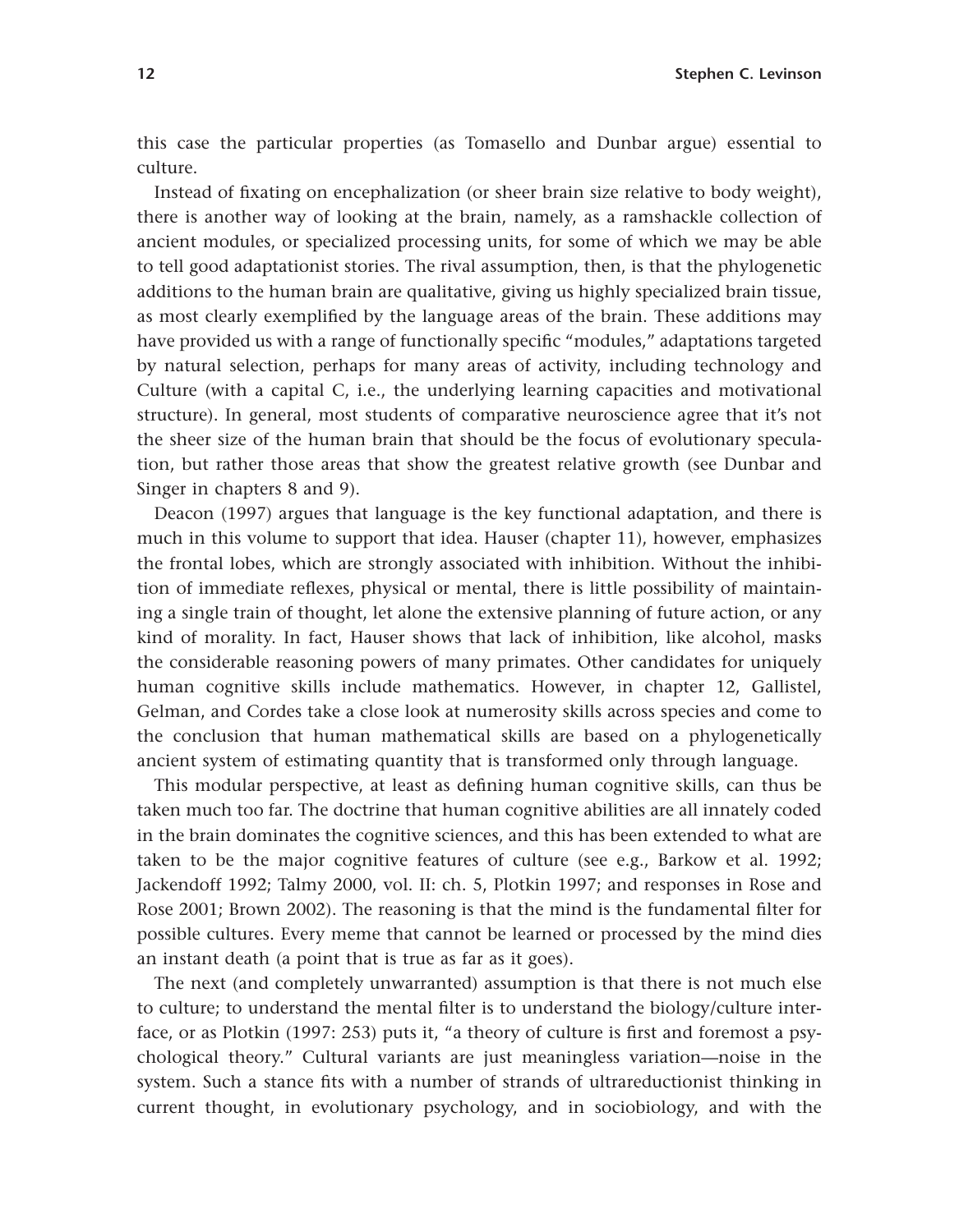this case the particular properties (as Tomasello and Dunbar argue) essential to culture.

Instead of fixating on encephalization (or sheer brain size relative to body weight), there is another way of looking at the brain, namely, as a ramshackle collection of ancient modules, or specialized processing units, for some of which we may be able to tell good adaptationist stories. The rival assumption, then, is that the phylogenetic additions to the human brain are qualitative, giving us highly specialized brain tissue, as most clearly exemplified by the language areas of the brain. These additions may have provided us with a range of functionally specific "modules," adaptations targeted by natural selection, perhaps for many areas of activity, including technology and Culture (with a capital C, i.e., the underlying learning capacities and motivational structure). In general, most students of comparative neuroscience agree that it's not the sheer size of the human brain that should be the focus of evolutionary speculation, but rather those areas that show the greatest relative growth (see Dunbar and Singer in chapters 8 and 9).

Deacon (1997) argues that language is the key functional adaptation, and there is much in this volume to support that idea. Hauser (chapter 11), however, emphasizes the frontal lobes, which are strongly associated with inhibition. Without the inhibition of immediate reflexes, physical or mental, there is little possibility of maintaining a single train of thought, let alone the extensive planning of future action, or any kind of morality. In fact, Hauser shows that lack of inhibition, like alcohol, masks the considerable reasoning powers of many primates. Other candidates for uniquely human cognitive skills include mathematics. However, in chapter 12, Gallistel, Gelman, and Cordes take a close look at numerosity skills across species and come to the conclusion that human mathematical skills are based on a phylogenetically ancient system of estimating quantity that is transformed only through language.

This modular perspective, at least as defining human cognitive skills, can thus be taken much too far. The doctrine that human cognitive abilities are all innately coded in the brain dominates the cognitive sciences, and this has been extended to what are taken to be the major cognitive features of culture (see e.g., Barkow et al. 1992; Jackendoff 1992; Talmy 2000, vol. II: ch. 5, Plotkin 1997; and responses in Rose and Rose 2001; Brown 2002). The reasoning is that the mind is the fundamental filter for possible cultures. Every meme that cannot be learned or processed by the mind dies an instant death (a point that is true as far as it goes).

The next (and completely unwarranted) assumption is that there is not much else to culture; to understand the mental filter is to understand the biology/culture interface, or as Plotkin (1997: 253) puts it, "a theory of culture is first and foremost a psychological theory." Cultural variants are just meaningless variation—noise in the system. Such a stance fits with a number of strands of ultrareductionist thinking in current thought, in evolutionary psychology, and in sociobiology, and with the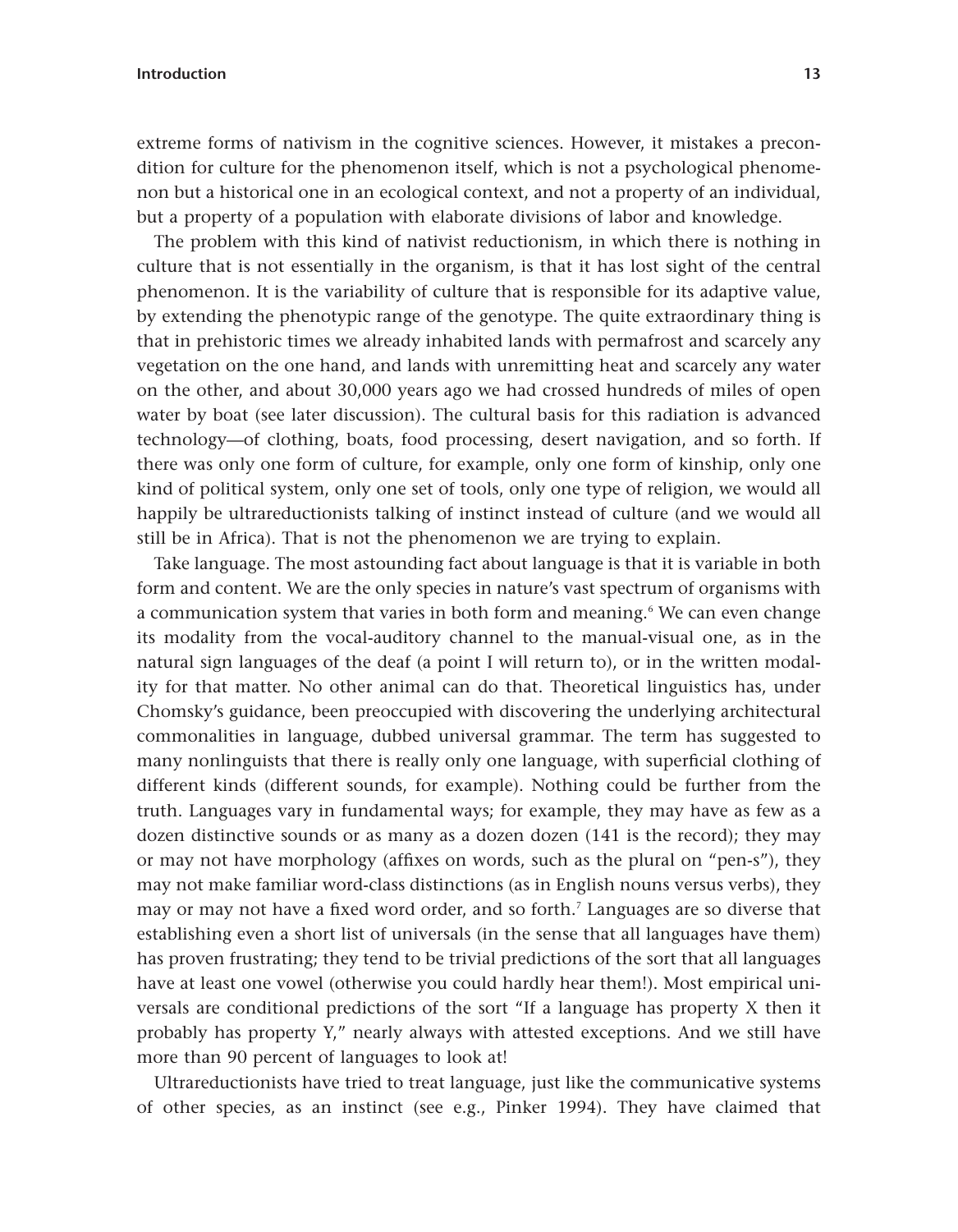extreme forms of nativism in the cognitive sciences. However, it mistakes a precondition for culture for the phenomenon itself, which is not a psychological phenomenon but a historical one in an ecological context, and not a property of an individual, but a property of a population with elaborate divisions of labor and knowledge.

The problem with this kind of nativist reductionism, in which there is nothing in culture that is not essentially in the organism, is that it has lost sight of the central phenomenon. It is the variability of culture that is responsible for its adaptive value, by extending the phenotypic range of the genotype. The quite extraordinary thing is that in prehistoric times we already inhabited lands with permafrost and scarcely any vegetation on the one hand, and lands with unremitting heat and scarcely any water on the other, and about 30,000 years ago we had crossed hundreds of miles of open water by boat (see later discussion). The cultural basis for this radiation is advanced technology—of clothing, boats, food processing, desert navigation, and so forth. If there was only one form of culture, for example, only one form of kinship, only one kind of political system, only one set of tools, only one type of religion, we would all happily be ultrareductionists talking of instinct instead of culture (and we would all still be in Africa). That is not the phenomenon we are trying to explain.

Take language. The most astounding fact about language is that it is variable in both form and content. We are the only species in nature's vast spectrum of organisms with a communication system that varies in both form and meaning.[6] We can even change its modality from the vocal-auditory channel to the manual-visual one, as in the natural sign languages of the deaf (a point I will return to), or in the written modality for that matter. No other animal can do that. Theoretical linguistics has, under Chomsky's guidance, been preoccupied with discovering the underlying architectural commonalities in language, dubbed universal grammar. The term has suggested to many nonlinguists that there is really only one language, with superficial clothing of different kinds (different sounds, for example). Nothing could be further from the truth. Languages vary in fundamental ways; for example, they may have as few as a dozen distinctive sounds or as many as a dozen dozen (141 is the record); they may or may not have morphology (affixes on words, such as the plural on "pen-s"), they may not make familiar word-class distinctions (as in English nouns versus verbs), they may or may not have a fixed word order, and so forth.[7] Languages are so diverse that establishing even a short list of universals (in the sense that all languages have them) has proven frustrating; they tend to be trivial predictions of the sort that all languages have at least one vowel (otherwise you could hardly hear them!). Most empirical universals are conditional predictions of the sort "If a language has property X then it probably has property Y," nearly always with attested exceptions. And we still have more than 90 percent of languages to look at!

Ultrareductionists have tried to treat language, just like the communicative systems of other species, as an instinct (see e.g., Pinker 1994). They have claimed that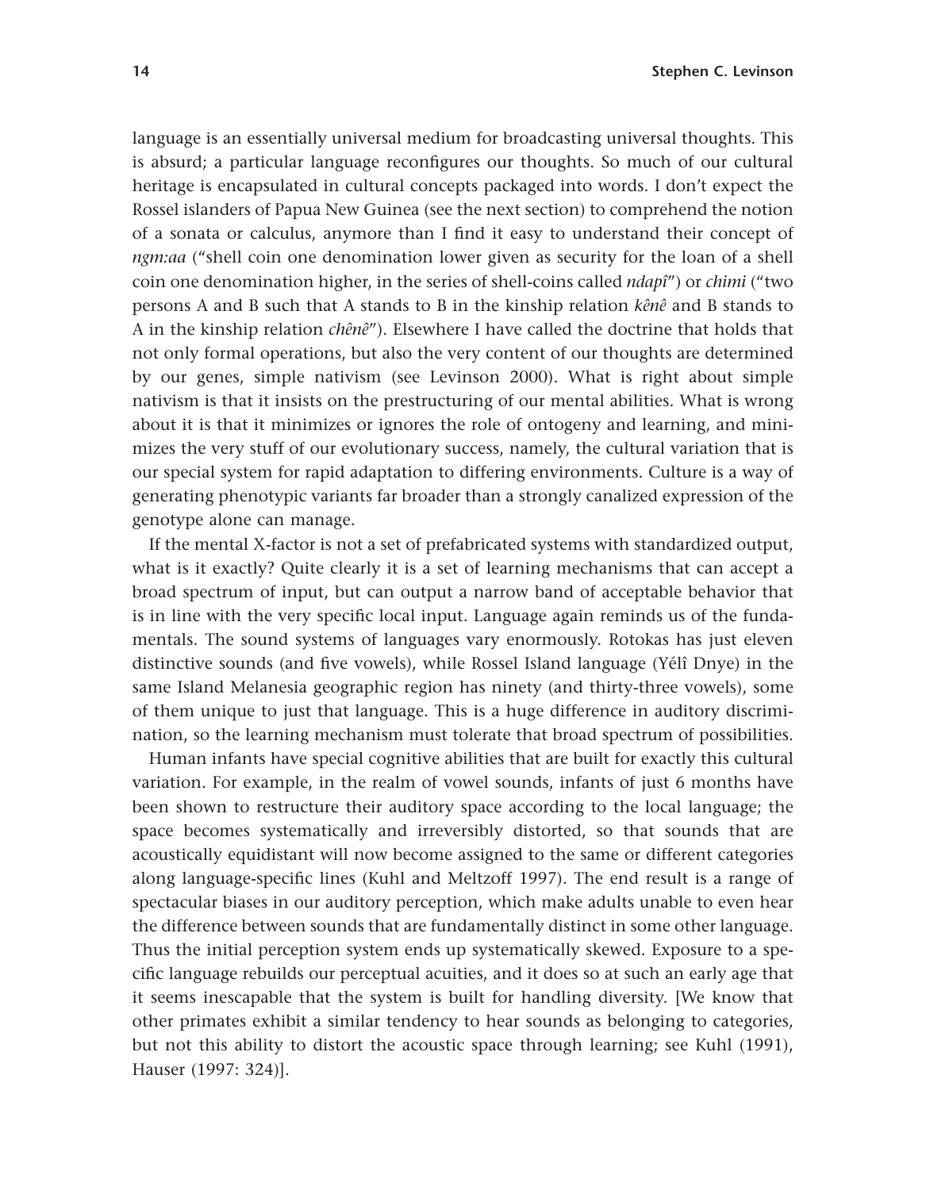language is an essentially universal medium for broadcasting universal thoughts. This is absurd; a particular language reconfigures our thoughts. So much of our cultural heritage is encapsulated in cultural concepts packaged into words. I don't expect the Rossel islanders of Papua New Guinea (see the next section) to comprehend the notion of a sonata or calculus, anymore than I find it easy to understand their concept of *ngm:aa* ("shell coin one denomination lower given as security for the loan of a shell coin one denomination higher, in the series of shell-coins called *ndapî*") or *chimi* ("two persons A and B such that A stands to B in the kinship relation *kênê* and B stands to A in the kinship relation *chênê*"). Elsewhere I have called the doctrine that holds that not only formal operations, but also the very content of our thoughts are determined by our genes, simple nativism (see Levinson 2000). What is right about simple nativism is that it insists on the prestructuring of our mental abilities. What is wrong about it is that it minimizes or ignores the role of ontogeny and learning, and minimizes the very stuff of our evolutionary success, namely, the cultural variation that is our special system for rapid adaptation to differing environments. Culture is a way of generating phenotypic variants far broader than a strongly canalized expression of the genotype alone can manage.

If the mental X-factor is not a set of prefabricated systems with standardized output, what is it exactly? Quite clearly it is a set of learning mechanisms that can accept a broad spectrum of input, but can output a narrow band of acceptable behavior that is in line with the very specific local input. Language again reminds us of the fundamentals. The sound systems of languages vary enormously. Rotokas has just eleven distinctive sounds (and five vowels), while Rossel Island language (Yélî Dnye) in the same Island Melanesia geographic region has ninety (and thirty-three vowels), some of them unique to just that language. This is a huge difference in auditory discrimination, so the learning mechanism must tolerate that broad spectrum of possibilities.

Human infants have special cognitive abilities that are built for exactly this cultural variation. For example, in the realm of vowel sounds, infants of just 6 months have been shown to restructure their auditory space according to the local language; the space becomes systematically and irreversibly distorted, so that sounds that are acoustically equidistant will now become assigned to the same or different categories along language-specific lines (Kuhl and Meltzoff 1997). The end result is a range of spectacular biases in our auditory perception, which make adults unable to even hear the difference between sounds that are fundamentally distinct in some other language. Thus the initial perception system ends up systematically skewed. Exposure to a specific language rebuilds our perceptual acuities, and it does so at such an early age that it seems inescapable that the system is built for handling diversity. [We know that other primates exhibit a similar tendency to hear sounds as belonging to categories, but not this ability to distort the acoustic space through learning; see Kuhl (1991), Hauser (1997: 324)].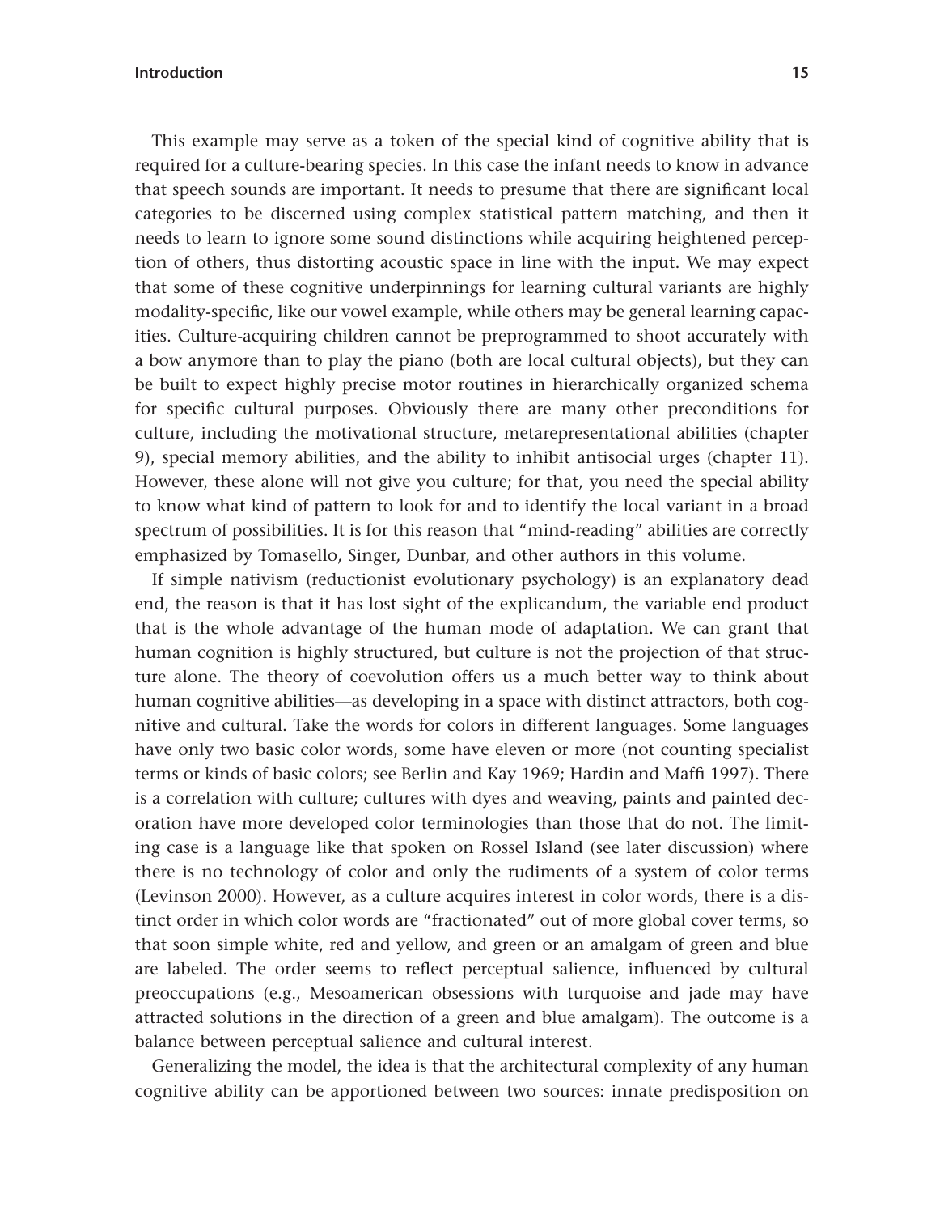This example may serve as a token of the special kind of cognitive ability that is required for a culture-bearing species. In this case the infant needs to know in advance that speech sounds are important. It needs to presume that there are significant local categories to be discerned using complex statistical pattern matching, and then it needs to learn to ignore some sound distinctions while acquiring heightened perception of others, thus distorting acoustic space in line with the input. We may expect that some of these cognitive underpinnings for learning cultural variants are highly modality-specific, like our vowel example, while others may be general learning capacities. Culture-acquiring children cannot be preprogrammed to shoot accurately with a bow anymore than to play the piano (both are local cultural objects), but they can be built to expect highly precise motor routines in hierarchically organized schema for specific cultural purposes. Obviously there are many other preconditions for culture, including the motivational structure, metarepresentational abilities (chapter 9), special memory abilities, and the ability to inhibit antisocial urges (chapter 11). However, these alone will not give you culture; for that, you need the special ability to know what kind of pattern to look for and to identify the local variant in a broad spectrum of possibilities. It is for this reason that "mind-reading" abilities are correctly emphasized by Tomasello, Singer, Dunbar, and other authors in this volume.

If simple nativism (reductionist evolutionary psychology) is an explanatory dead end, the reason is that it has lost sight of the explicandum, the variable end product that is the whole advantage of the human mode of adaptation. We can grant that human cognition is highly structured, but culture is not the projection of that structure alone. The theory of coevolution offers us a much better way to think about human cognitive abilities—as developing in a space with distinct attractors, both cognitive and cultural. Take the words for colors in different languages. Some languages have only two basic color words, some have eleven or more (not counting specialist terms or kinds of basic colors; see Berlin and Kay 1969; Hardin and Maffi 1997). There is a correlation with culture; cultures with dyes and weaving, paints and painted decoration have more developed color terminologies than those that do not. The limiting case is a language like that spoken on Rossel Island (see later discussion) where there is no technology of color and only the rudiments of a system of color terms (Levinson 2000). However, as a culture acquires interest in color words, there is a distinct order in which color words are "fractionated" out of more global cover terms, so that soon simple white, red and yellow, and green or an amalgam of green and blue are labeled. The order seems to reflect perceptual salience, influenced by cultural preoccupations (e.g., Mesoamerican obsessions with turquoise and jade may have attracted solutions in the direction of a green and blue amalgam). The outcome is a balance between perceptual salience and cultural interest.

Generalizing the model, the idea is that the architectural complexity of any human cognitive ability can be apportioned between two sources: innate predisposition on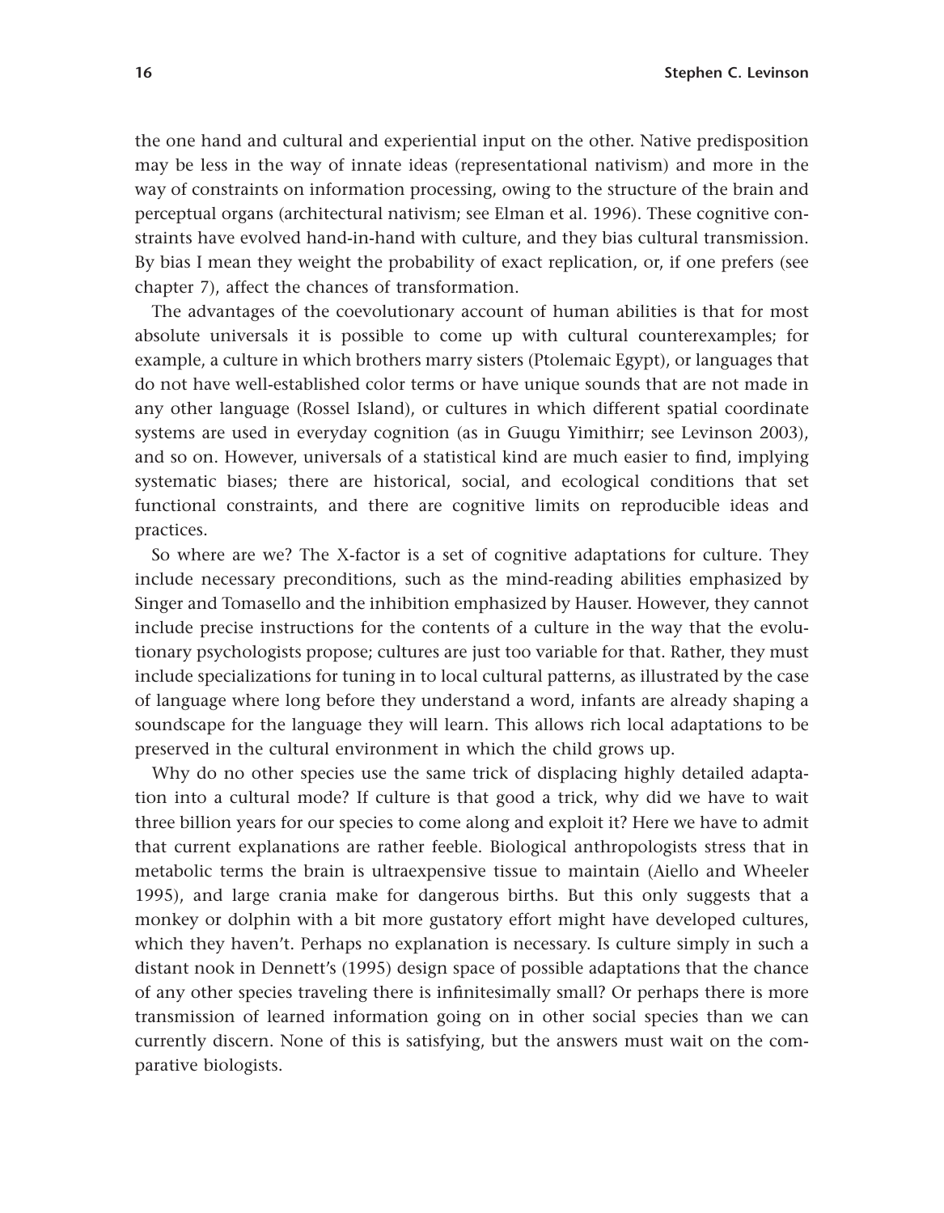the one hand and cultural and experiential input on the other. Native predisposition may be less in the way of innate ideas (representational nativism) and more in the way of constraints on information processing, owing to the structure of the brain and perceptual organs (architectural nativism; see Elman et al. 1996). These cognitive constraints have evolved hand-in-hand with culture, and they bias cultural transmission. By bias I mean they weight the probability of exact replication, or, if one prefers (see chapter 7), affect the chances of transformation.

The advantages of the coevolutionary account of human abilities is that for most absolute universals it is possible to come up with cultural counterexamples; for example, a culture in which brothers marry sisters (Ptolemaic Egypt), or languages that do not have well-established color terms or have unique sounds that are not made in any other language (Rossel Island), or cultures in which different spatial coordinate systems are used in everyday cognition (as in Guugu Yimithirr; see Levinson 2003), and so on. However, universals of a statistical kind are much easier to find, implying systematic biases; there are historical, social, and ecological conditions that set functional constraints, and there are cognitive limits on reproducible ideas and practices.

So where are we? The X-factor is a set of cognitive adaptations for culture. They include necessary preconditions, such as the mind-reading abilities emphasized by Singer and Tomasello and the inhibition emphasized by Hauser. However, they cannot include precise instructions for the contents of a culture in the way that the evolutionary psychologists propose; cultures are just too variable for that. Rather, they must include specializations for tuning in to local cultural patterns, as illustrated by the case of language where long before they understand a word, infants are already shaping a soundscape for the language they will learn. This allows rich local adaptations to be preserved in the cultural environment in which the child grows up.

Why do no other species use the same trick of displacing highly detailed adaptation into a cultural mode? If culture is that good a trick, why did we have to wait three billion years for our species to come along and exploit it? Here we have to admit that current explanations are rather feeble. Biological anthropologists stress that in metabolic terms the brain is ultraexpensive tissue to maintain (Aiello and Wheeler 1995), and large crania make for dangerous births. But this only suggests that a monkey or dolphin with a bit more gustatory effort might have developed cultures, which they haven't. Perhaps no explanation is necessary. Is culture simply in such a distant nook in Dennett's (1995) design space of possible adaptations that the chance of any other species traveling there is infinitesimally small? Or perhaps there is more transmission of learned information going on in other social species than we can currently discern. None of this is satisfying, but the answers must wait on the comparative biologists.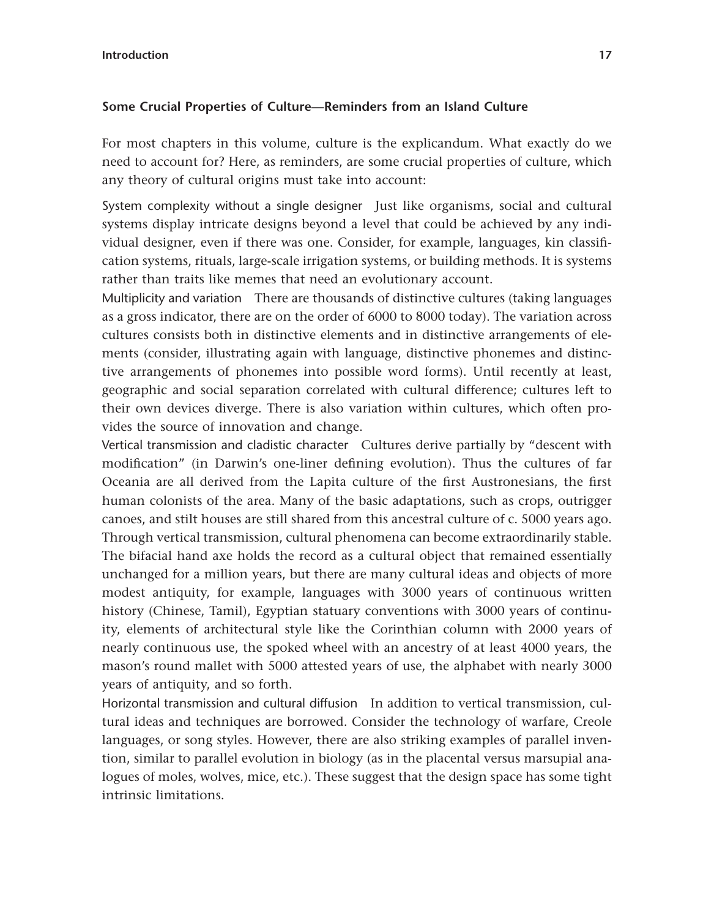### Some Crucial Properties of Culture—Reminders from an Island Culture

For most chapters in this volume, culture is the explicandum. What exactly do we need to account for? Here, as reminders, are some crucial properties of culture, which any theory of cultural origins must take into account:

System complexity without a single designer   Just like organisms, social and cultural systems display intricate designs beyond a level that could be achieved by any individual designer, even if there was one. Consider, for example, languages, kin classification systems, rituals, large-scale irrigation systems, or building methods. It is systems rather than traits like memes that need an evolutionary account.

Multiplicity and variation   There are thousands of distinctive cultures (taking languages as a gross indicator, there are on the order of 6000 to 8000 today). The variation across cultures consists both in distinctive elements and in distinctive arrangements of elements (consider, illustrating again with language, distinctive phonemes and distinctive arrangements of phonemes into possible word forms). Until recently at least, geographic and social separation correlated with cultural difference; cultures left to their own devices diverge. There is also variation within cultures, which often provides the source of innovation and change.

Vertical transmission and cladistic character   Cultures derive partially by "descent with modification" (in Darwin's one-liner defining evolution). Thus the cultures of far Oceania are all derived from the Lapita culture of the first Austronesians, the first human colonists of the area. Many of the basic adaptations, such as crops, outrigger canoes, and stilt houses are still shared from this ancestral culture of c. 5000 years ago. Through vertical transmission, cultural phenomena can become extraordinarily stable. The bifacial hand axe holds the record as a cultural object that remained essentially unchanged for a million years, but there are many cultural ideas and objects of more modest antiquity, for example, languages with 3000 years of continuous written history (Chinese, Tamil), Egyptian statuary conventions with 3000 years of continuity, elements of architectural style like the Corinthian column with 2000 years of nearly continuous use, the spoked wheel with an ancestry of at least 4000 years, the mason's round mallet with 5000 attested years of use, the alphabet with nearly 3000 years of antiquity, and so forth.

Horizontal transmission and cultural diffusion   In addition to vertical transmission, cultural ideas and techniques are borrowed. Consider the technology of warfare, Creole languages, or song styles. However, there are also striking examples of parallel invention, similar to parallel evolution in biology (as in the placental versus marsupial analogues of moles, wolves, mice, etc.). These suggest that the design space has some tight intrinsic limitations.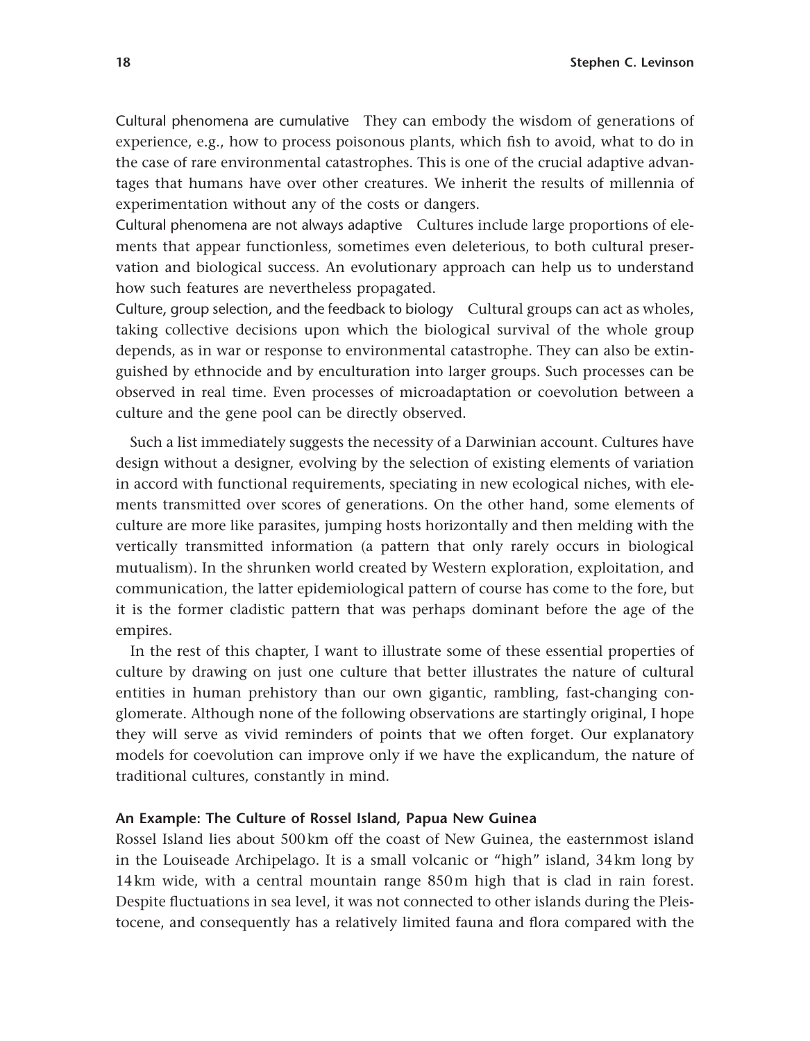Cultural phenomena are cumulative They can embody the wisdom of generations of experience, e.g., how to process poisonous plants, which fish to avoid, what to do in the case of rare environmental catastrophes. This is one of the crucial adaptive advantages that humans have over other creatures. We inherit the results of millennia of experimentation without any of the costs or dangers.

Cultural phenomena are not always adaptive Cultures include large proportions of elements that appear functionless, sometimes even deleterious, to both cultural preservation and biological success. An evolutionary approach can help us to understand how such features are nevertheless propagated.

Culture, group selection, and the feedback to biology Cultural groups can act as wholes, taking collective decisions upon which the biological survival of the whole group depends, as in war or response to environmental catastrophe. They can also be extinguished by ethnocide and by enculturation into larger groups. Such processes can be observed in real time. Even processes of microadaptation or coevolution between a culture and the gene pool can be directly observed.

Such a list immediately suggests the necessity of a Darwinian account. Cultures have design without a designer, evolving by the selection of existing elements of variation in accord with functional requirements, speciating in new ecological niches, with elements transmitted over scores of generations. On the other hand, some elements of culture are more like parasites, jumping hosts horizontally and then melding with the vertically transmitted information (a pattern that only rarely occurs in biological mutualism). In the shrunken world created by Western exploration, exploitation, and communication, the latter epidemiological pattern of course has come to the fore, but it is the former cladistic pattern that was perhaps dominant before the age of the empires.

In the rest of this chapter, I want to illustrate some of these essential properties of culture by drawing on just one culture that better illustrates the nature of cultural entities in human prehistory than our own gigantic, rambling, fast-changing conglomerate. Although none of the following observations are startingly original, I hope they will serve as vivid reminders of points that we often forget. Our explanatory models for coevolution can improve only if we have the explicandum, the nature of traditional cultures, constantly in mind.

### An Example: The Culture of Rossel Island, Papua New Guinea

Rossel Island lies about 500 km off the coast of New Guinea, the easternmost island in the Louiseade Archipelago. It is a small volcanic or "high" island, 34 km long by 14 km wide, with a central mountain range 850 m high that is clad in rain forest. Despite fluctuations in sea level, it was not connected to other islands during the Pleistocene, and consequently has a relatively limited fauna and flora compared with the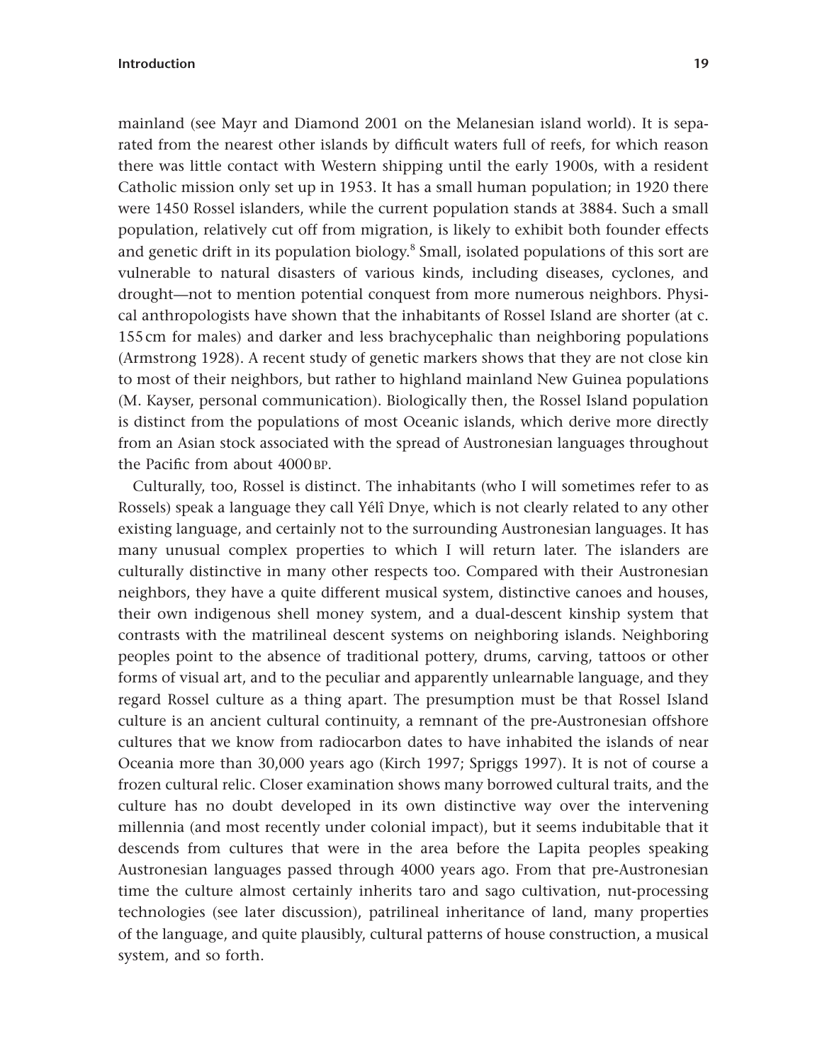mainland (see Mayr and Diamond 2001 on the Melanesian island world). It is separated from the nearest other islands by difficult waters full of reefs, for which reason there was little contact with Western shipping until the early 1900s, with a resident Catholic mission only set up in 1953. It has a small human population; in 1920 there were 1450 Rossel islanders, while the current population stands at 3884. Such a small population, relatively cut off from migration, is likely to exhibit both founder effects and genetic drift in its population biology.[8] Small, isolated populations of this sort are vulnerable to natural disasters of various kinds, including diseases, cyclones, and drought—not to mention potential conquest from more numerous neighbors. Physical anthropologists have shown that the inhabitants of Rossel Island are shorter (at c. 155 cm for males) and darker and less brachycephalic than neighboring populations (Armstrong 1928). A recent study of genetic markers shows that they are not close kin to most of their neighbors, but rather to highland mainland New Guinea populations (M. Kayser, personal communication). Biologically then, the Rossel Island population is distinct from the populations of most Oceanic islands, which derive more directly from an Asian stock associated with the spread of Austronesian languages throughout the Pacific from about 4000 BP.

Culturally, too, Rossel is distinct. The inhabitants (who I will sometimes refer to as Rossels) speak a language they call Yélî Dnye, which is not clearly related to any other existing language, and certainly not to the surrounding Austronesian languages. It has many unusual complex properties to which I will return later. The islanders are culturally distinctive in many other respects too. Compared with their Austronesian neighbors, they have a quite different musical system, distinctive canoes and houses, their own indigenous shell money system, and a dual-descent kinship system that contrasts with the matrilineal descent systems on neighboring islands. Neighboring peoples point to the absence of traditional pottery, drums, carving, tattoos or other forms of visual art, and to the peculiar and apparently unlearnable language, and they regard Rossel culture as a thing apart. The presumption must be that Rossel Island culture is an ancient cultural continuity, a remnant of the pre-Austronesian offshore cultures that we know from radiocarbon dates to have inhabited the islands of near Oceania more than 30,000 years ago (Kirch 1997; Spriggs 1997). It is not of course a frozen cultural relic. Closer examination shows many borrowed cultural traits, and the culture has no doubt developed in its own distinctive way over the intervening millennia (and most recently under colonial impact), but it seems indubitable that it descends from cultures that were in the area before the Lapita peoples speaking Austronesian languages passed through 4000 years ago. From that pre-Austronesian time the culture almost certainly inherits taro and sago cultivation, nut-processing technologies (see later discussion), patrilineal inheritance of land, many properties of the language, and quite plausibly, cultural patterns of house construction, a musical system, and so forth.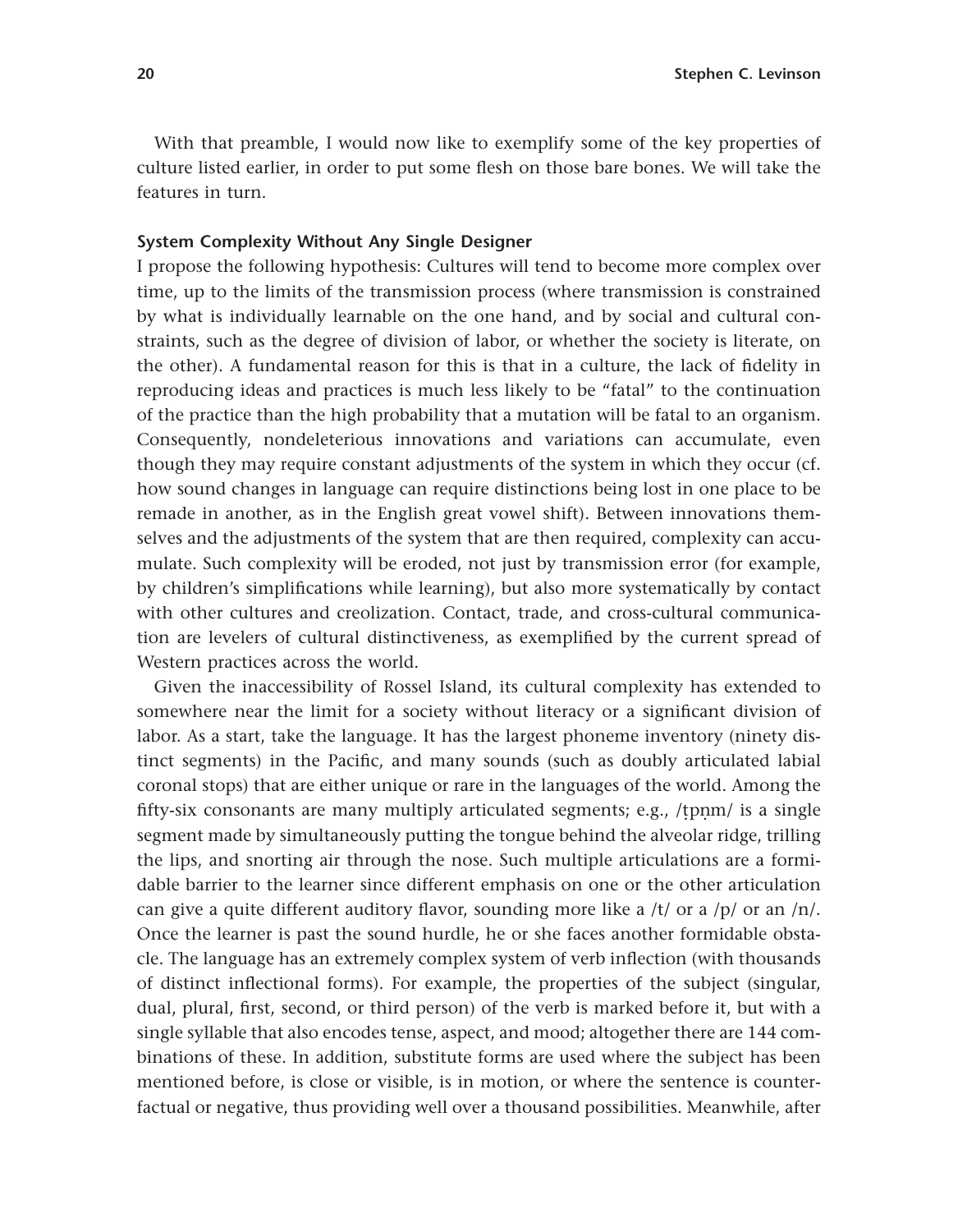With that preamble, I would now like to exemplify some of the key properties of culture listed earlier, in order to put some flesh on those bare bones. We will take the features in turn.

### System Complexity Without Any Single Designer

I propose the following hypothesis: Cultures will tend to become more complex over time, up to the limits of the transmission process (where transmission is constrained by what is individually learnable on the one hand, and by social and cultural constraints, such as the degree of division of labor, or whether the society is literate, on the other). A fundamental reason for this is that in a culture, the lack of fidelity in reproducing ideas and practices is much less likely to be "fatal" to the continuation of the practice than the high probability that a mutation will be fatal to an organism. Consequently, nondeleterious innovations and variations can accumulate, even though they may require constant adjustments of the system in which they occur (cf. how sound changes in language can require distinctions being lost in one place to be remade in another, as in the English great vowel shift). Between innovations themselves and the adjustments of the system that are then required, complexity can accumulate. Such complexity will be eroded, not just by transmission error (for example, by children's simplifications while learning), but also more systematically by contact with other cultures and creolization. Contact, trade, and cross-cultural communication are levelers of cultural distinctiveness, as exemplified by the current spread of Western practices across the world.

Given the inaccessibility of Rossel Island, its cultural complexity has extended to somewhere near the limit for a society without literacy or a significant division of labor. As a start, take the language. It has the largest phoneme inventory (ninety distinct segments) in the Pacific, and many sounds (such as doubly articulated labial coronal stops) that are either unique or rare in the languages of the world. Among the fifty-six consonants are many multiply articulated segments; e.g., /ṭpṇm/ is a single segment made by simultaneously putting the tongue behind the alveolar ridge, trilling the lips, and snorting air through the nose. Such multiple articulations are a formidable barrier to the learner since different emphasis on one or the other articulation can give a quite different auditory flavor, sounding more like a /t/ or a /p/ or an /n/. Once the learner is past the sound hurdle, he or she faces another formidable obstacle. The language has an extremely complex system of verb inflection (with thousands of distinct inflectional forms). For example, the properties of the subject (singular, dual, plural, first, second, or third person) of the verb is marked before it, but with a single syllable that also encodes tense, aspect, and mood; altogether there are 144 combinations of these. In addition, substitute forms are used where the subject has been mentioned before, is close or visible, is in motion, or where the sentence is counterfactual or negative, thus providing well over a thousand possibilities. Meanwhile, after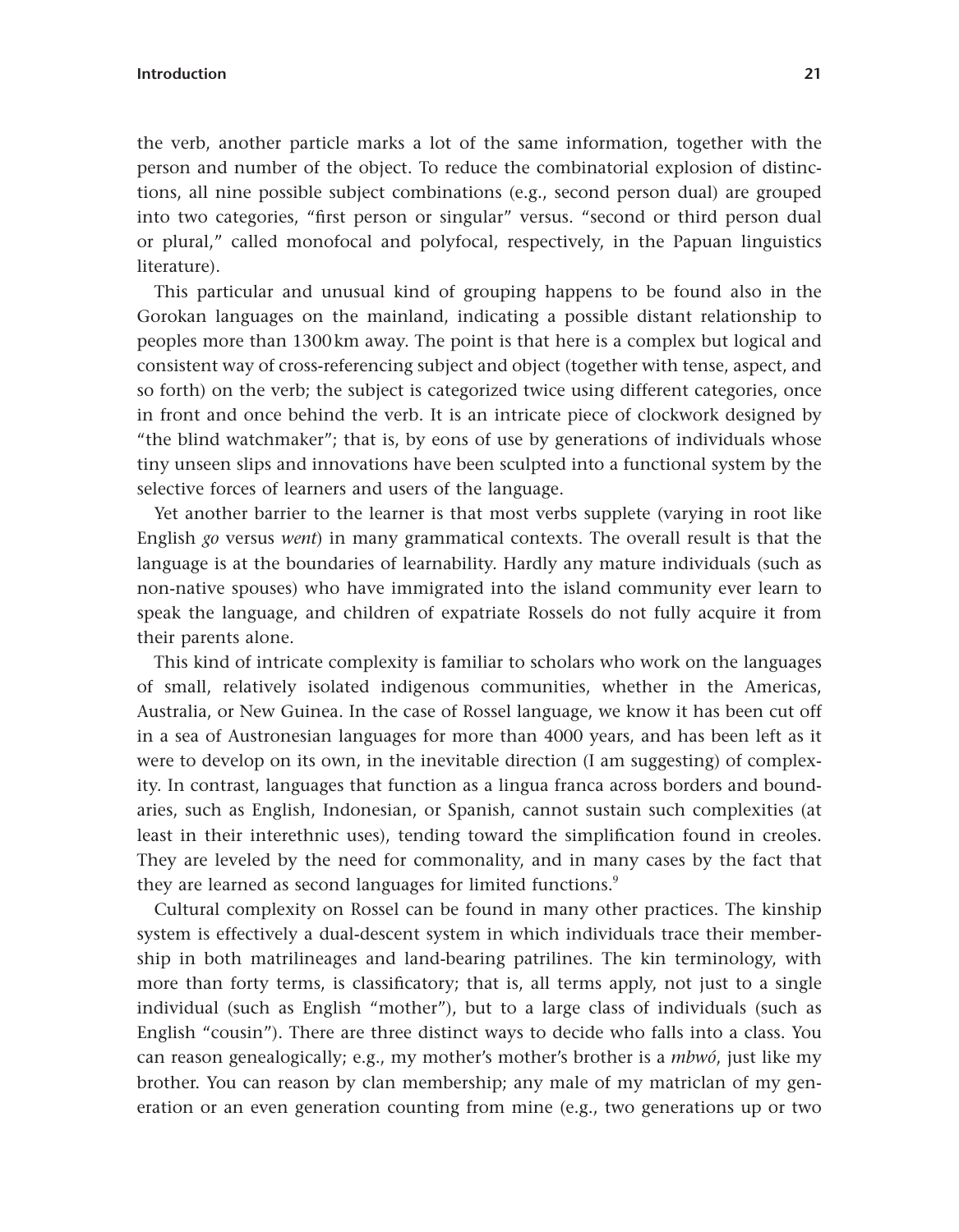the verb, another particle marks a lot of the same information, together with the person and number of the object. To reduce the combinatorial explosion of distinctions, all nine possible subject combinations (e.g., second person dual) are grouped into two categories, "first person or singular" versus. "second or third person dual or plural," called monofocal and polyfocal, respectively, in the Papuan linguistics literature).

This particular and unusual kind of grouping happens to be found also in the Gorokan languages on the mainland, indicating a possible distant relationship to peoples more than 1300 km away. The point is that here is a complex but logical and consistent way of cross-referencing subject and object (together with tense, aspect, and so forth) on the verb; the subject is categorized twice using different categories, once in front and once behind the verb. It is an intricate piece of clockwork designed by "the blind watchmaker"; that is, by eons of use by generations of individuals whose tiny unseen slips and innovations have been sculpted into a functional system by the selective forces of learners and users of the language.

Yet another barrier to the learner is that most verbs supplete (varying in root like English *go* versus *went*) in many grammatical contexts. The overall result is that the language is at the boundaries of learnability. Hardly any mature individuals (such as non-native spouses) who have immigrated into the island community ever learn to speak the language, and children of expatriate Rossels do not fully acquire it from their parents alone.

This kind of intricate complexity is familiar to scholars who work on the languages of small, relatively isolated indigenous communities, whether in the Americas, Australia, or New Guinea. In the case of Rossel language, we know it has been cut off in a sea of Austronesian languages for more than 4000 years, and has been left as it were to develop on its own, in the inevitable direction (I am suggesting) of complexity. In contrast, languages that function as a lingua franca across borders and boundaries, such as English, Indonesian, or Spanish, cannot sustain such complexities (at least in their interethnic uses), tending toward the simplification found in creoles. They are leveled by the need for commonality, and in many cases by the fact that they are learned as second languages for limited functions.[9]

Cultural complexity on Rossel can be found in many other practices. The kinship system is effectively a dual-descent system in which individuals trace their membership in both matrilineages and land-bearing patrilines. The kin terminology, with more than forty terms, is classificatory; that is, all terms apply, not just to a single individual (such as English "mother"), but to a large class of individuals (such as English "cousin"). There are three distinct ways to decide who falls into a class. You can reason genealogically; e.g., my mother's mother's brother is a *mbwó*, just like my brother. You can reason by clan membership; any male of my matriclan of my generation or an even generation counting from mine (e.g., two generations up or two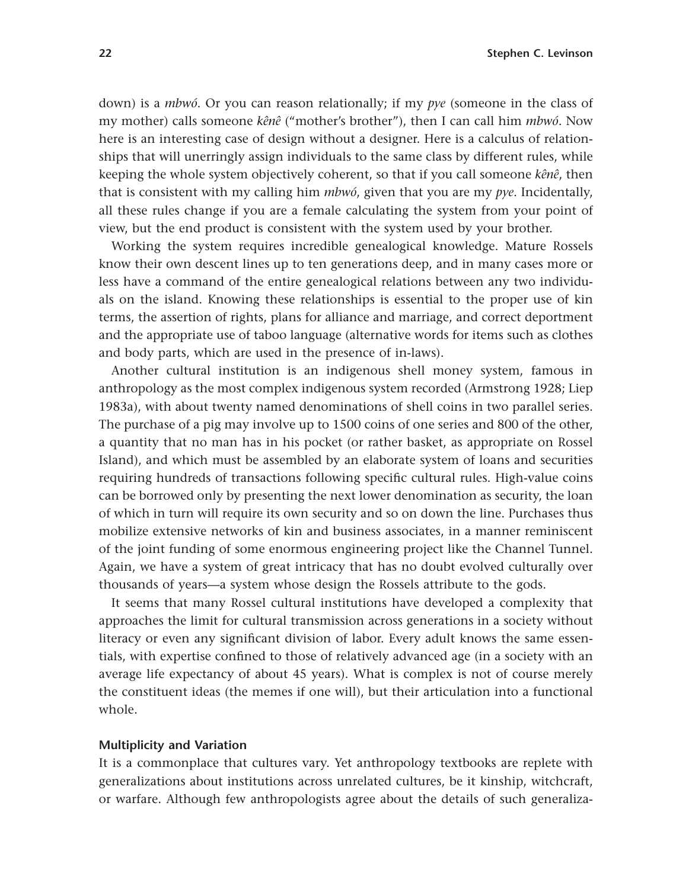down) is a *mbwó*. Or you can reason relationally; if my *pye* (someone in the class of my mother) calls someone *kênê* ("mother's brother"), then I can call him *mbwó*. Now here is an interesting case of design without a designer. Here is a calculus of relationships that will unerringly assign individuals to the same class by different rules, while keeping the whole system objectively coherent, so that if you call someone *kênê*, then that is consistent with my calling him *mbwó*, given that you are my *pye*. Incidentally, all these rules change if you are a female calculating the system from your point of view, but the end product is consistent with the system used by your brother.

Working the system requires incredible genealogical knowledge. Mature Rossels know their own descent lines up to ten generations deep, and in many cases more or less have a command of the entire genealogical relations between any two individuals on the island. Knowing these relationships is essential to the proper use of kin terms, the assertion of rights, plans for alliance and marriage, and correct deportment and the appropriate use of taboo language (alternative words for items such as clothes and body parts, which are used in the presence of in-laws).

Another cultural institution is an indigenous shell money system, famous in anthropology as the most complex indigenous system recorded (Armstrong 1928; Liep 1983a), with about twenty named denominations of shell coins in two parallel series. The purchase of a pig may involve up to 1500 coins of one series and 800 of the other, a quantity that no man has in his pocket (or rather basket, as appropriate on Rossel Island), and which must be assembled by an elaborate system of loans and securities requiring hundreds of transactions following specific cultural rules. High-value coins can be borrowed only by presenting the next lower denomination as security, the loan of which in turn will require its own security and so on down the line. Purchases thus mobilize extensive networks of kin and business associates, in a manner reminiscent of the joint funding of some enormous engineering project like the Channel Tunnel. Again, we have a system of great intricacy that has no doubt evolved culturally over thousands of years—a system whose design the Rossels attribute to the gods.

It seems that many Rossel cultural institutions have developed a complexity that approaches the limit for cultural transmission across generations in a society without literacy or even any significant division of labor. Every adult knows the same essentials, with expertise confined to those of relatively advanced age (in a society with an average life expectancy of about 45 years). What is complex is not of course merely the constituent ideas (the memes if one will), but their articulation into a functional whole.

### Multiplicity and Variation

It is a commonplace that cultures vary. Yet anthropology textbooks are replete with generalizations about institutions across unrelated cultures, be it kinship, witchcraft, or warfare. Although few anthropologists agree about the details of such generaliza-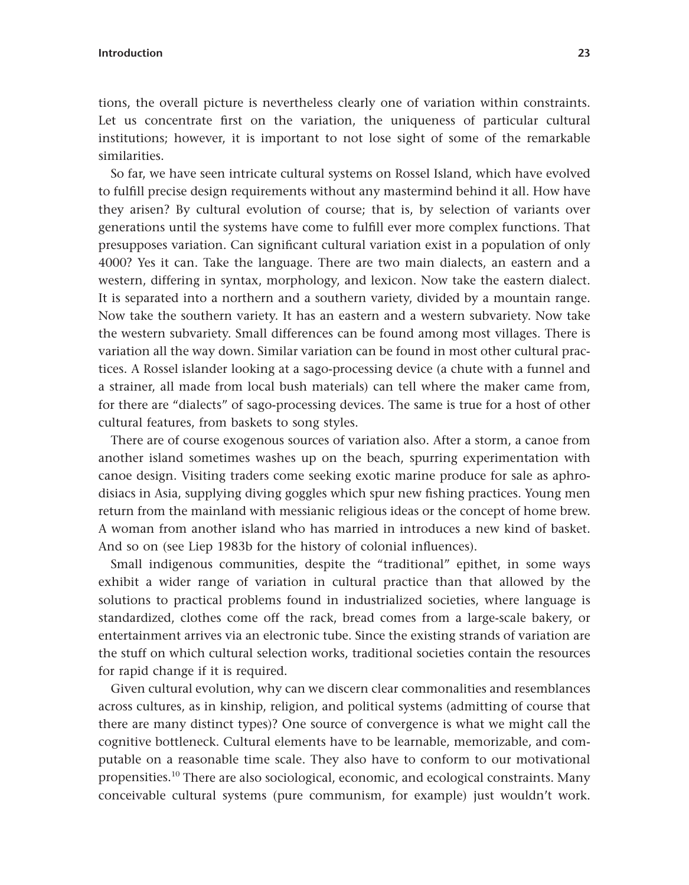tions, the overall picture is nevertheless clearly one of variation within constraints. Let us concentrate first on the variation, the uniqueness of particular cultural institutions; however, it is important to not lose sight of some of the remarkable similarities.

So far, we have seen intricate cultural systems on Rossel Island, which have evolved to fulfill precise design requirements without any mastermind behind it all. How have they arisen? By cultural evolution of course; that is, by selection of variants over generations until the systems have come to fulfill ever more complex functions. That presupposes variation. Can significant cultural variation exist in a population of only 4000? Yes it can. Take the language. There are two main dialects, an eastern and a western, differing in syntax, morphology, and lexicon. Now take the eastern dialect. It is separated into a northern and a southern variety, divided by a mountain range. Now take the southern variety. It has an eastern and a western subvariety. Now take the western subvariety. Small differences can be found among most villages. There is variation all the way down. Similar variation can be found in most other cultural practices. A Rossel islander looking at a sago-processing device (a chute with a funnel and a strainer, all made from local bush materials) can tell where the maker came from, for there are "dialects" of sago-processing devices. The same is true for a host of other cultural features, from baskets to song styles.

There are of course exogenous sources of variation also. After a storm, a canoe from another island sometimes washes up on the beach, spurring experimentation with canoe design. Visiting traders come seeking exotic marine produce for sale as aphrodisiacs in Asia, supplying diving goggles which spur new fishing practices. Young men return from the mainland with messianic religious ideas or the concept of home brew. A woman from another island who has married in introduces a new kind of basket. And so on (see Liep 1983b for the history of colonial influences).

Small indigenous communities, despite the "traditional" epithet, in some ways exhibit a wider range of variation in cultural practice than that allowed by the solutions to practical problems found in industrialized societies, where language is standardized, clothes come off the rack, bread comes from a large-scale bakery, or entertainment arrives via an electronic tube. Since the existing strands of variation are the stuff on which cultural selection works, traditional societies contain the resources for rapid change if it is required.

Given cultural evolution, why can we discern clear commonalities and resemblances across cultures, as in kinship, religion, and political systems (admitting of course that there are many distinct types)? One source of convergence is what we might call the cognitive bottleneck. Cultural elements have to be learnable, memorizable, and computable on a reasonable time scale. They also have to conform to our motivational propensities.[10] There are also sociological, economic, and ecological constraints. Many conceivable cultural systems (pure communism, for example) just wouldn't work.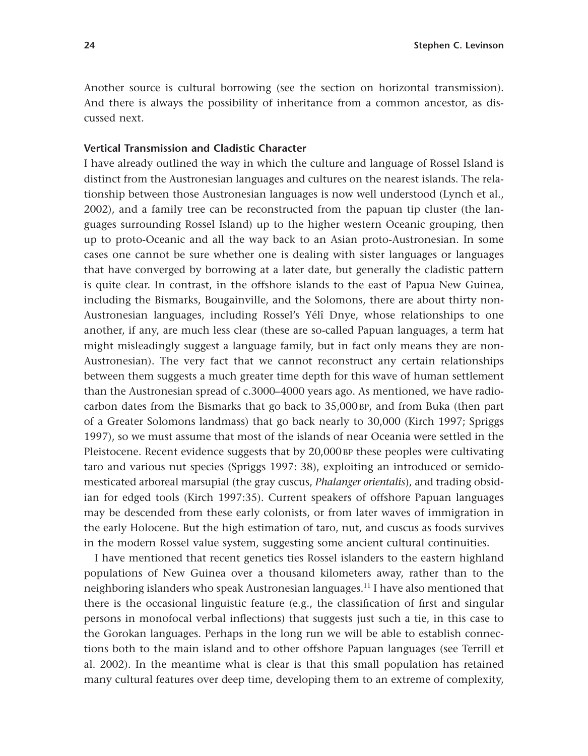Another source is cultural borrowing (see the section on horizontal transmission). And there is always the possibility of inheritance from a common ancestor, as discussed next.

### Vertical Transmission and Cladistic Character

I have already outlined the way in which the culture and language of Rossel Island is distinct from the Austronesian languages and cultures on the nearest islands. The relationship between those Austronesian languages is now well understood (Lynch et al., 2002), and a family tree can be reconstructed from the papuan tip cluster (the languages surrounding Rossel Island) up to the higher western Oceanic grouping, then up to proto-Oceanic and all the way back to an Asian proto-Austronesian. In some cases one cannot be sure whether one is dealing with sister languages or languages that have converged by borrowing at a later date, but generally the cladistic pattern is quite clear. In contrast, in the offshore islands to the east of Papua New Guinea, including the Bismarks, Bougainville, and the Solomons, there are about thirty non-Austronesian languages, including Rossel's Yélî Dnye, whose relationships to one another, if any, are much less clear (these are so-called Papuan languages, a term hat might misleadingly suggest a language family, but in fact only means they are non-Austronesian). The very fact that we cannot reconstruct any certain relationships between them suggests a much greater time depth for this wave of human settlement than the Austronesian spread of c.3000–4000 years ago. As mentioned, we have radiocarbon dates from the Bismarks that go back to 35,000 BP, and from Buka (then part of a Greater Solomons landmass) that go back nearly to 30,000 (Kirch 1997; Spriggs 1997), so we must assume that most of the islands of near Oceania were settled in the Pleistocene. Recent evidence suggests that by 20,000 BP these peoples were cultivating taro and various nut species (Spriggs 1997: 38), exploiting an introduced or semidomesticated arboreal marsupial (the gray cuscus, *Phalanger orientalis*), and trading obsidian for edged tools (Kirch 1997:35). Current speakers of offshore Papuan languages may be descended from these early colonists, or from later waves of immigration in the early Holocene. But the high estimation of taro, nut, and cuscus as foods survives in the modern Rossel value system, suggesting some ancient cultural continuities.

I have mentioned that recent genetics ties Rossel islanders to the eastern highland populations of New Guinea over a thousand kilometers away, rather than to the neighboring islanders who speak Austronesian languages.[11] I have also mentioned that there is the occasional linguistic feature (e.g., the classification of first and singular persons in monofocal verbal inflections) that suggests just such a tie, in this case to the Gorokan languages. Perhaps in the long run we will be able to establish connections both to the main island and to other offshore Papuan languages (see Terrill et al. 2002). In the meantime what is clear is that this small population has retained many cultural features over deep time, developing them to an extreme of complexity,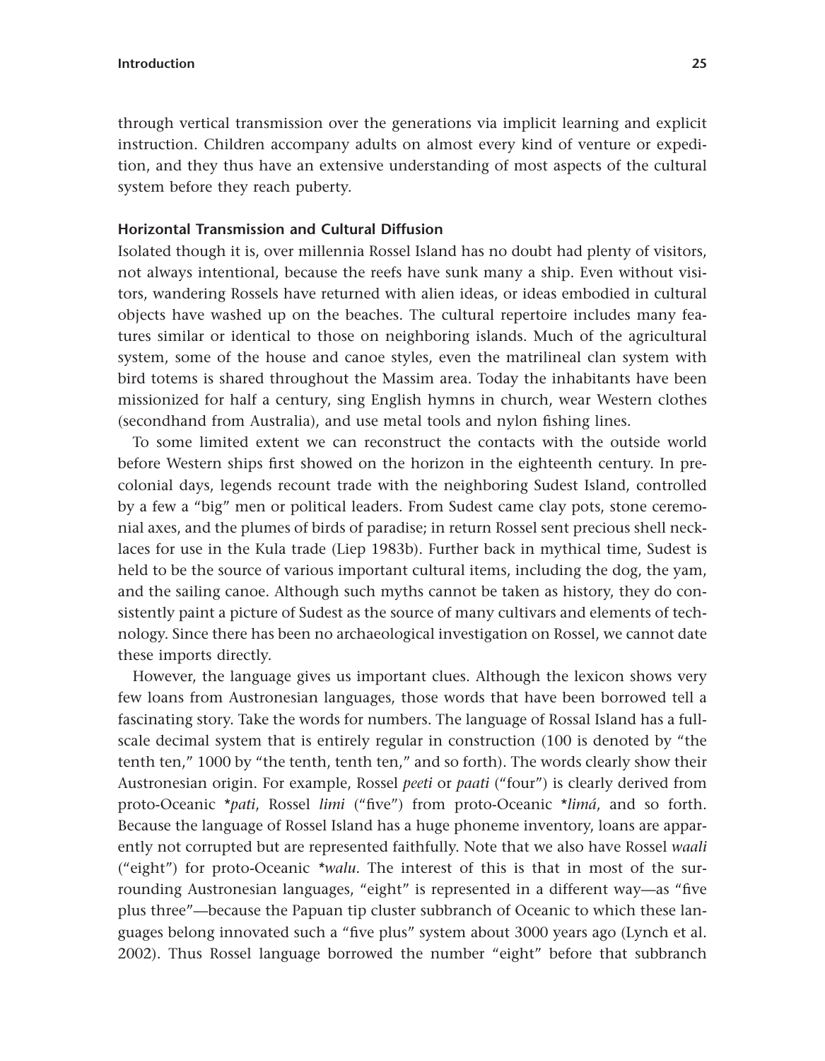through vertical transmission over the generations via implicit learning and explicit instruction. Children accompany adults on almost every kind of venture or expedition, and they thus have an extensive understanding of most aspects of the cultural system before they reach puberty.

### Horizontal Transmission and Cultural Diffusion

Isolated though it is, over millennia Rossel Island has no doubt had plenty of visitors, not always intentional, because the reefs have sunk many a ship. Even without visitors, wandering Rossels have returned with alien ideas, or ideas embodied in cultural objects have washed up on the beaches. The cultural repertoire includes many features similar or identical to those on neighboring islands. Much of the agricultural system, some of the house and canoe styles, even the matrilineal clan system with bird totems is shared throughout the Massim area. Today the inhabitants have been missionized for half a century, sing English hymns in church, wear Western clothes (secondhand from Australia), and use metal tools and nylon fishing lines.

To some limited extent we can reconstruct the contacts with the outside world before Western ships first showed on the horizon in the eighteenth century. In precolonial days, legends recount trade with the neighboring Sudest Island, controlled by a few a "big" men or political leaders. From Sudest came clay pots, stone ceremonial axes, and the plumes of birds of paradise; in return Rossel sent precious shell necklaces for use in the Kula trade (Liep 1983b). Further back in mythical time, Sudest is held to be the source of various important cultural items, including the dog, the yam, and the sailing canoe. Although such myths cannot be taken as history, they do consistently paint a picture of Sudest as the source of many cultivars and elements of technology. Since there has been no archaeological investigation on Rossel, we cannot date these imports directly.

However, the language gives us important clues. Although the lexicon shows very few loans from Austronesian languages, those words that have been borrowed tell a fascinating story. Take the words for numbers. The language of Rossal Island has a full-scale decimal system that is entirely regular in construction (100 is denoted by "the tenth ten," 1000 by "the tenth, tenth ten," and so forth). The words clearly show their Austronesian origin. For example, Rossel *peeti* or *paati* ("four") is clearly derived from proto-Oceanic **pati*, Rossel *limi* ("five") from proto-Oceanic **limá*, and so forth. Because the language of Rossel Island has a huge phoneme inventory, loans are apparently not corrupted but are represented faithfully. Note that we also have Rossel *waali* ("eight") for proto-Oceanic **walu*. The interest of this is that in most of the surrounding Austronesian languages, "eight" is represented in a different way—as "five plus three"—because the Papuan tip cluster subbranch of Oceanic to which these languages belong innovated such a "five plus" system about 3000 years ago (Lynch et al. 2002). Thus Rossel language borrowed the number "eight" before that subbranch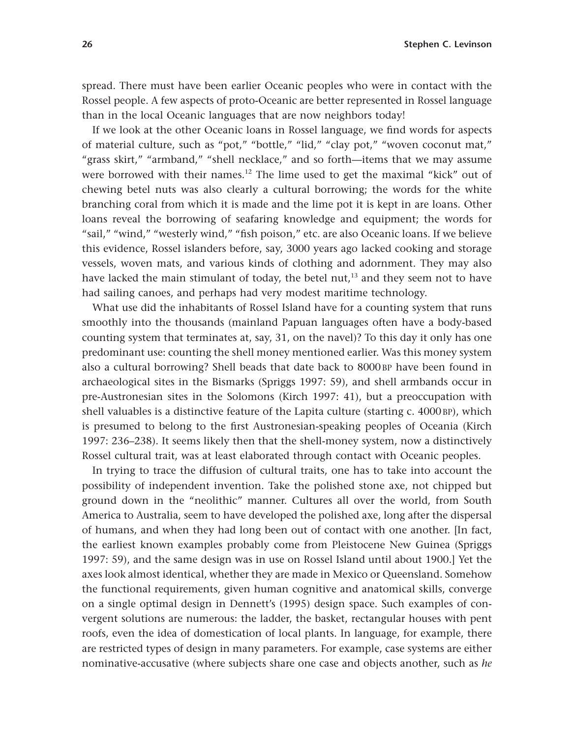spread. There must have been earlier Oceanic peoples who were in contact with the Rossel people. A few aspects of proto-Oceanic are better represented in Rossel language than in the local Oceanic languages that are now neighbors today!

If we look at the other Oceanic loans in Rossel language, we find words for aspects of material culture, such as "pot," "bottle," "lid," "clay pot," "woven coconut mat," "grass skirt," "armband," "shell necklace," and so forth—items that we may assume were borrowed with their names.[12] The lime used to get the maximal "kick" out of chewing betel nuts was also clearly a cultural borrowing; the words for the white branching coral from which it is made and the lime pot it is kept in are loans. Other loans reveal the borrowing of seafaring knowledge and equipment; the words for "sail," "wind," "westerly wind," "fish poison," etc. are also Oceanic loans. If we believe this evidence, Rossel islanders before, say, 3000 years ago lacked cooking and storage vessels, woven mats, and various kinds of clothing and adornment. They may also have lacked the main stimulant of today, the betel nut,[13] and they seem not to have had sailing canoes, and perhaps had very modest maritime technology.

What use did the inhabitants of Rossel Island have for a counting system that runs smoothly into the thousands (mainland Papuan languages often have a body-based counting system that terminates at, say, 31, on the navel)? To this day it only has one predominant use: counting the shell money mentioned earlier. Was this money system also a cultural borrowing? Shell beads that date back to 8000 BP have been found in archaeological sites in the Bismarks (Spriggs 1997: 59), and shell armbands occur in pre-Austronesian sites in the Solomons (Kirch 1997: 41), but a preoccupation with shell valuables is a distinctive feature of the Lapita culture (starting c. 4000 BP), which is presumed to belong to the first Austronesian-speaking peoples of Oceania (Kirch 1997: 236–238). It seems likely then that the shell-money system, now a distinctively Rossel cultural trait, was at least elaborated through contact with Oceanic peoples.

In trying to trace the diffusion of cultural traits, one has to take into account the possibility of independent invention. Take the polished stone axe, not chipped but ground down in the "neolithic" manner. Cultures all over the world, from South America to Australia, seem to have developed the polished axe, long after the dispersal of humans, and when they had long been out of contact with one another. [In fact, the earliest known examples probably come from Pleistocene New Guinea (Spriggs 1997: 59), and the same design was in use on Rossel Island until about 1900.] Yet the axes look almost identical, whether they are made in Mexico or Queensland. Somehow the functional requirements, given human cognitive and anatomical skills, converge on a single optimal design in Dennett's (1995) design space. Such examples of convergent solutions are numerous: the ladder, the basket, rectangular houses with pent roofs, even the idea of domestication of local plants. In language, for example, there are restricted types of design in many parameters. For example, case systems are either nominative-accusative (where subjects share one case and objects another, such as *he*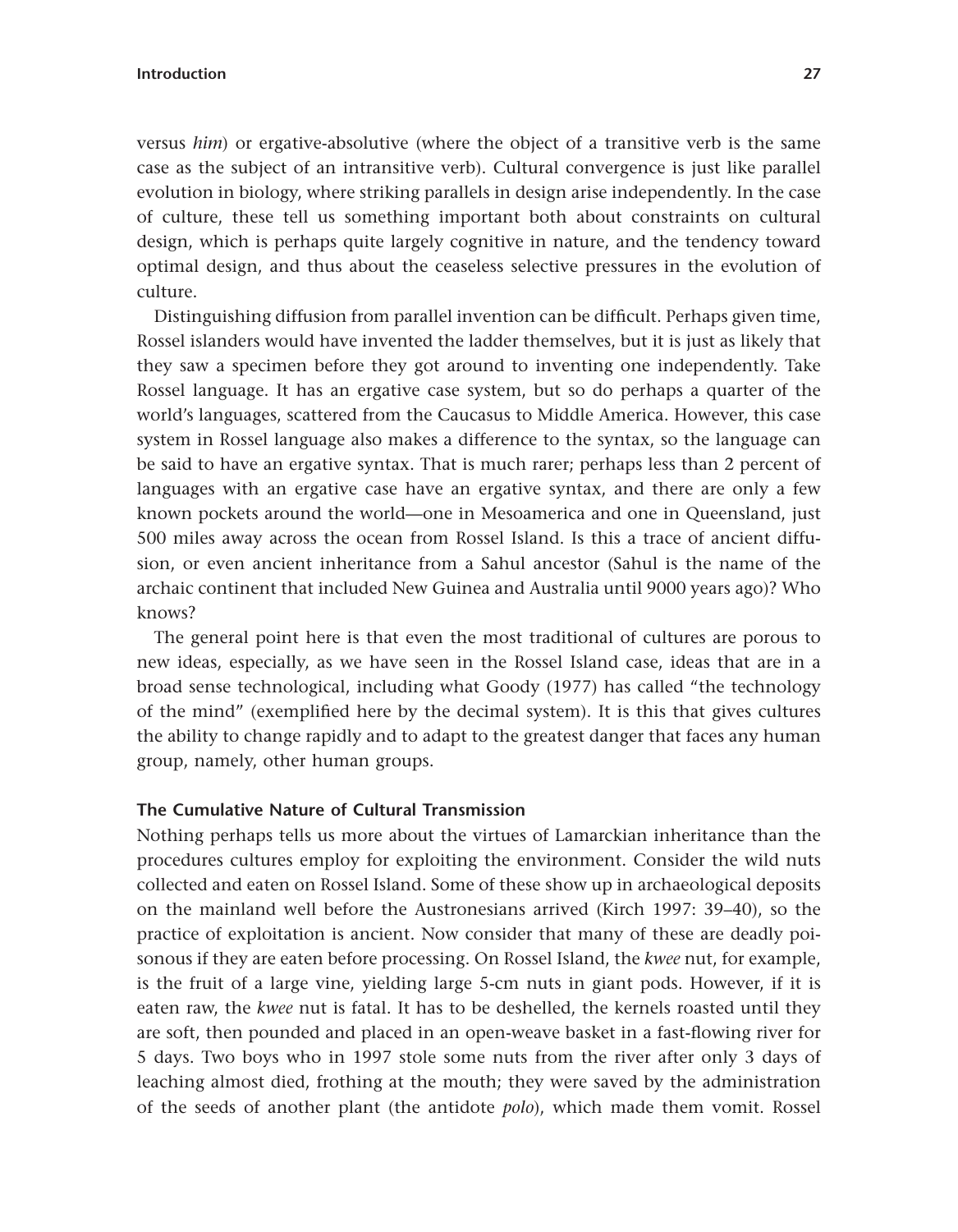versus *him*) or ergative-absolutive (where the object of a transitive verb is the same case as the subject of an intransitive verb). Cultural convergence is just like parallel evolution in biology, where striking parallels in design arise independently. In the case of culture, these tell us something important both about constraints on cultural design, which is perhaps quite largely cognitive in nature, and the tendency toward optimal design, and thus about the ceaseless selective pressures in the evolution of culture.

Distinguishing diffusion from parallel invention can be difficult. Perhaps given time, Rossel islanders would have invented the ladder themselves, but it is just as likely that they saw a specimen before they got around to inventing one independently. Take Rossel language. It has an ergative case system, but so do perhaps a quarter of the world's languages, scattered from the Caucasus to Middle America. However, this case system in Rossel language also makes a difference to the syntax, so the language can be said to have an ergative syntax. That is much rarer; perhaps less than 2 percent of languages with an ergative case have an ergative syntax, and there are only a few known pockets around the world—one in Mesoamerica and one in Queensland, just 500 miles away across the ocean from Rossel Island. Is this a trace of ancient diffusion, or even ancient inheritance from a Sahul ancestor (Sahul is the name of the archaic continent that included New Guinea and Australia until 9000 years ago)? Who knows?

The general point here is that even the most traditional of cultures are porous to new ideas, especially, as we have seen in the Rossel Island case, ideas that are in a broad sense technological, including what Goody (1977) has called "the technology of the mind" (exemplified here by the decimal system). It is this that gives cultures the ability to change rapidly and to adapt to the greatest danger that faces any human group, namely, other human groups.

### The Cumulative Nature of Cultural Transmission

Nothing perhaps tells us more about the virtues of Lamarckian inheritance than the procedures cultures employ for exploiting the environment. Consider the wild nuts collected and eaten on Rossel Island. Some of these show up in archaeological deposits on the mainland well before the Austronesians arrived (Kirch 1997: 39–40), so the practice of exploitation is ancient. Now consider that many of these are deadly poisonous if they are eaten before processing. On Rossel Island, the *kwee* nut, for example, is the fruit of a large vine, yielding large 5-cm nuts in giant pods. However, if it is eaten raw, the *kwee* nut is fatal. It has to be deshelled, the kernels roasted until they are soft, then pounded and placed in an open-weave basket in a fast-flowing river for 5 days. Two boys who in 1997 stole some nuts from the river after only 3 days of leaching almost died, frothing at the mouth; they were saved by the administration of the seeds of another plant (the antidote *polo*), which made them vomit. Rossel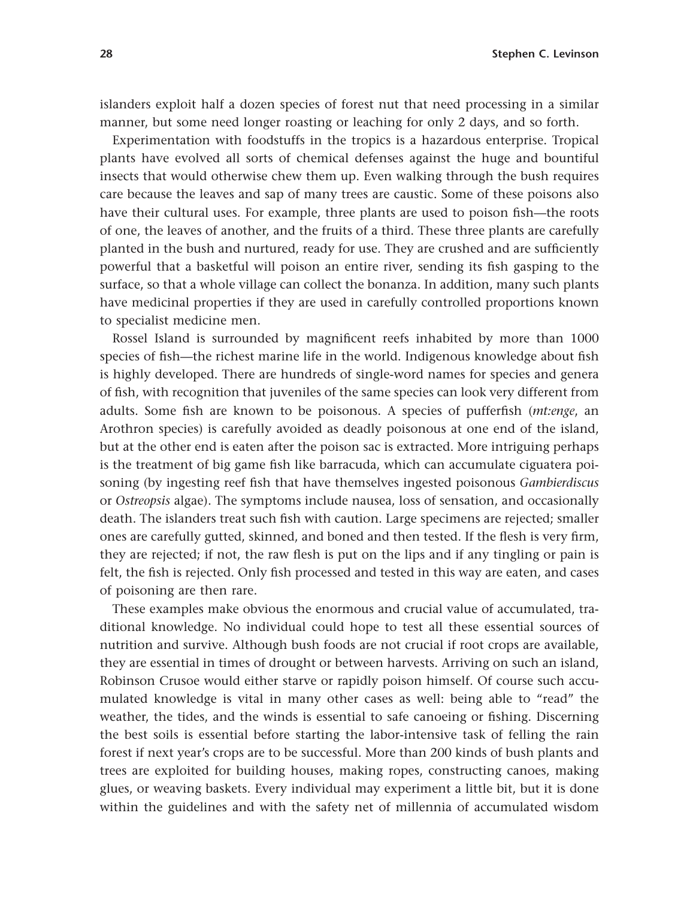islanders exploit half a dozen species of forest nut that need processing in a similar manner, but some need longer roasting or leaching for only 2 days, and so forth.

Experimentation with foodstuffs in the tropics is a hazardous enterprise. Tropical plants have evolved all sorts of chemical defenses against the huge and bountiful insects that would otherwise chew them up. Even walking through the bush requires care because the leaves and sap of many trees are caustic. Some of these poisons also have their cultural uses. For example, three plants are used to poison fish—the roots of one, the leaves of another, and the fruits of a third. These three plants are carefully planted in the bush and nurtured, ready for use. They are crushed and are sufficiently powerful that a basketful will poison an entire river, sending its fish gasping to the surface, so that a whole village can collect the bonanza. In addition, many such plants have medicinal properties if they are used in carefully controlled proportions known to specialist medicine men.

Rossel Island is surrounded by magnificent reefs inhabited by more than 1000 species of fish—the richest marine life in the world. Indigenous knowledge about fish is highly developed. There are hundreds of single-word names for species and genera of fish, with recognition that juveniles of the same species can look very different from adults. Some fish are known to be poisonous. A species of pufferfish (*mt:enge*, an Arothron species) is carefully avoided as deadly poisonous at one end of the island, but at the other end is eaten after the poison sac is extracted. More intriguing perhaps is the treatment of big game fish like barracuda, which can accumulate ciguatera poisoning (by ingesting reef fish that have themselves ingested poisonous *Gambierdiscus* or *Ostreopsis* algae). The symptoms include nausea, loss of sensation, and occasionally death. The islanders treat such fish with caution. Large specimens are rejected; smaller ones are carefully gutted, skinned, and boned and then tested. If the flesh is very firm, they are rejected; if not, the raw flesh is put on the lips and if any tingling or pain is felt, the fish is rejected. Only fish processed and tested in this way are eaten, and cases of poisoning are then rare.

These examples make obvious the enormous and crucial value of accumulated, traditional knowledge. No individual could hope to test all these essential sources of nutrition and survive. Although bush foods are not crucial if root crops are available, they are essential in times of drought or between harvests. Arriving on such an island, Robinson Crusoe would either starve or rapidly poison himself. Of course such accumulated knowledge is vital in many other cases as well: being able to "read" the weather, the tides, and the winds is essential to safe canoeing or fishing. Discerning the best soils is essential before starting the labor-intensive task of felling the rain forest if next year's crops are to be successful. More than 200 kinds of bush plants and trees are exploited for building houses, making ropes, constructing canoes, making glues, or weaving baskets. Every individual may experiment a little bit, but it is done within the guidelines and with the safety net of millennia of accumulated wisdom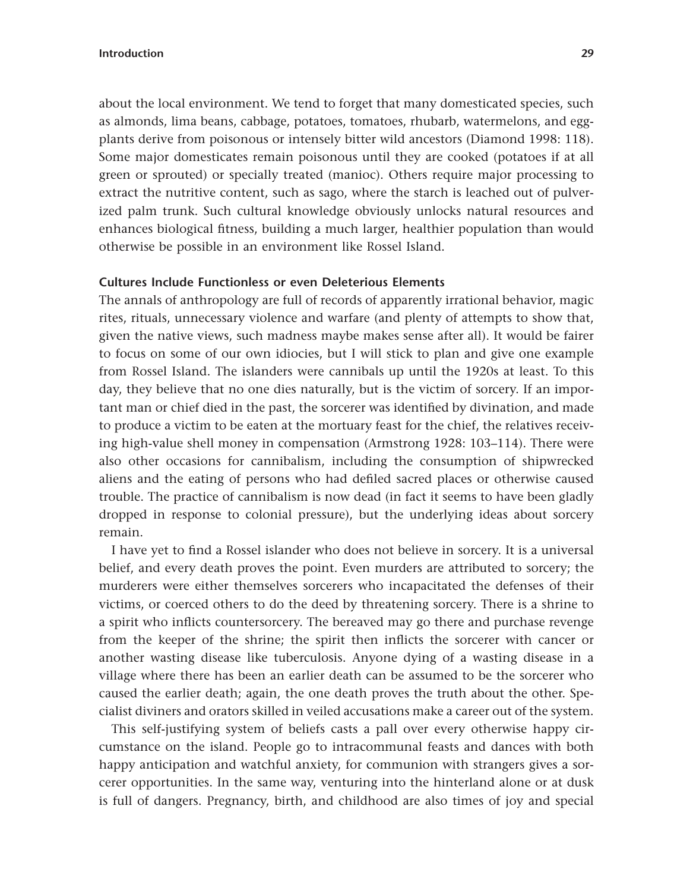about the local environment. We tend to forget that many domesticated species, such as almonds, lima beans, cabbage, potatoes, tomatoes, rhubarb, watermelons, and eggplants derive from poisonous or intensely bitter wild ancestors (Diamond 1998: 118). Some major domesticates remain poisonous until they are cooked (potatoes if at all green or sprouted) or specially treated (manioc). Others require major processing to extract the nutritive content, such as sago, where the starch is leached out of pulverized palm trunk. Such cultural knowledge obviously unlocks natural resources and enhances biological fitness, building a much larger, healthier population than would otherwise be possible in an environment like Rossel Island.

### Cultures Include Functionless or even Deleterious Elements

The annals of anthropology are full of records of apparently irrational behavior, magic rites, rituals, unnecessary violence and warfare (and plenty of attempts to show that, given the native views, such madness maybe makes sense after all). It would be fairer to focus on some of our own idiocies, but I will stick to plan and give one example from Rossel Island. The islanders were cannibals up until the 1920s at least. To this day, they believe that no one dies naturally, but is the victim of sorcery. If an important man or chief died in the past, the sorcerer was identified by divination, and made to produce a victim to be eaten at the mortuary feast for the chief, the relatives receiving high-value shell money in compensation (Armstrong 1928: 103–114). There were also other occasions for cannibalism, including the consumption of shipwrecked aliens and the eating of persons who had defiled sacred places or otherwise caused trouble. The practice of cannibalism is now dead (in fact it seems to have been gladly dropped in response to colonial pressure), but the underlying ideas about sorcery remain.

I have yet to find a Rossel islander who does not believe in sorcery. It is a universal belief, and every death proves the point. Even murders are attributed to sorcery; the murderers were either themselves sorcerers who incapacitated the defenses of their victims, or coerced others to do the deed by threatening sorcery. There is a shrine to a spirit who inflicts countersorcery. The bereaved may go there and purchase revenge from the keeper of the shrine; the spirit then inflicts the sorcerer with cancer or another wasting disease like tuberculosis. Anyone dying of a wasting disease in a village where there has been an earlier death can be assumed to be the sorcerer who caused the earlier death; again, the one death proves the truth about the other. Specialist diviners and orators skilled in veiled accusations make a career out of the system.

This self-justifying system of beliefs casts a pall over every otherwise happy circumstance on the island. People go to intracommunal feasts and dances with both happy anticipation and watchful anxiety, for communion with strangers gives a sorcerer opportunities. In the same way, venturing into the hinterland alone or at dusk is full of dangers. Pregnancy, birth, and childhood are also times of joy and special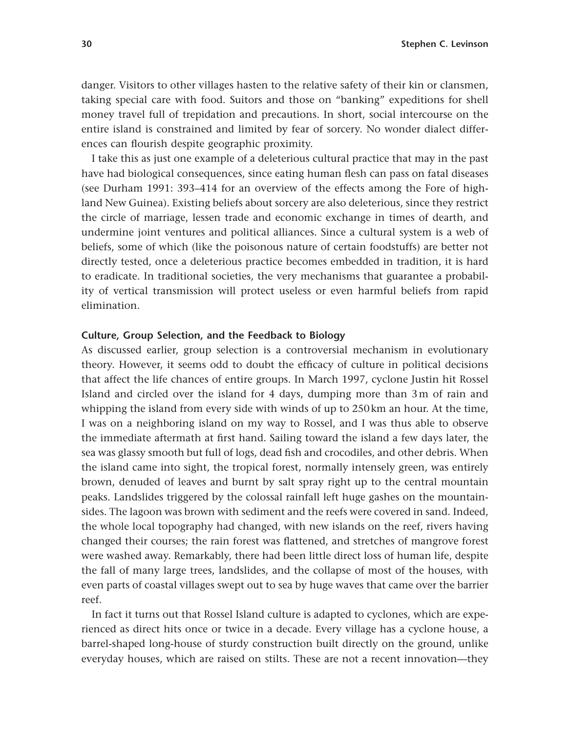danger. Visitors to other villages hasten to the relative safety of their kin or clansmen, taking special care with food. Suitors and those on "banking" expeditions for shell money travel full of trepidation and precautions. In short, social intercourse on the entire island is constrained and limited by fear of sorcery. No wonder dialect differences can flourish despite geographic proximity.

I take this as just one example of a deleterious cultural practice that may in the past have had biological consequences, since eating human flesh can pass on fatal diseases (see Durham 1991: 393–414 for an overview of the effects among the Fore of highland New Guinea). Existing beliefs about sorcery are also deleterious, since they restrict the circle of marriage, lessen trade and economic exchange in times of dearth, and undermine joint ventures and political alliances. Since a cultural system is a web of beliefs, some of which (like the poisonous nature of certain foodstuffs) are better not directly tested, once a deleterious practice becomes embedded in tradition, it is hard to eradicate. In traditional societies, the very mechanisms that guarantee a probability of vertical transmission will protect useless or even harmful beliefs from rapid elimination.

### Culture, Group Selection, and the Feedback to Biology

As discussed earlier, group selection is a controversial mechanism in evolutionary theory. However, it seems odd to doubt the efficacy of culture in political decisions that affect the life chances of entire groups. In March 1997, cyclone Justin hit Rossel Island and circled over the island for 4 days, dumping more than 3 m of rain and whipping the island from every side with winds of up to 250 km an hour. At the time, I was on a neighboring island on my way to Rossel, and I was thus able to observe the immediate aftermath at first hand. Sailing toward the island a few days later, the sea was glassy smooth but full of logs, dead fish and crocodiles, and other debris. When the island came into sight, the tropical forest, normally intensely green, was entirely brown, denuded of leaves and burnt by salt spray right up to the central mountain peaks. Landslides triggered by the colossal rainfall left huge gashes on the mountainsides. The lagoon was brown with sediment and the reefs were covered in sand. Indeed, the whole local topography had changed, with new islands on the reef, rivers having changed their courses; the rain forest was flattened, and stretches of mangrove forest were washed away. Remarkably, there had been little direct loss of human life, despite the fall of many large trees, landslides, and the collapse of most of the houses, with even parts of coastal villages swept out to sea by huge waves that came over the barrier reef.

In fact it turns out that Rossel Island culture is adapted to cyclones, which are experienced as direct hits once or twice in a decade. Every village has a cyclone house, a barrel-shaped long-house of sturdy construction built directly on the ground, unlike everyday houses, which are raised on stilts. These are not a recent innovation—they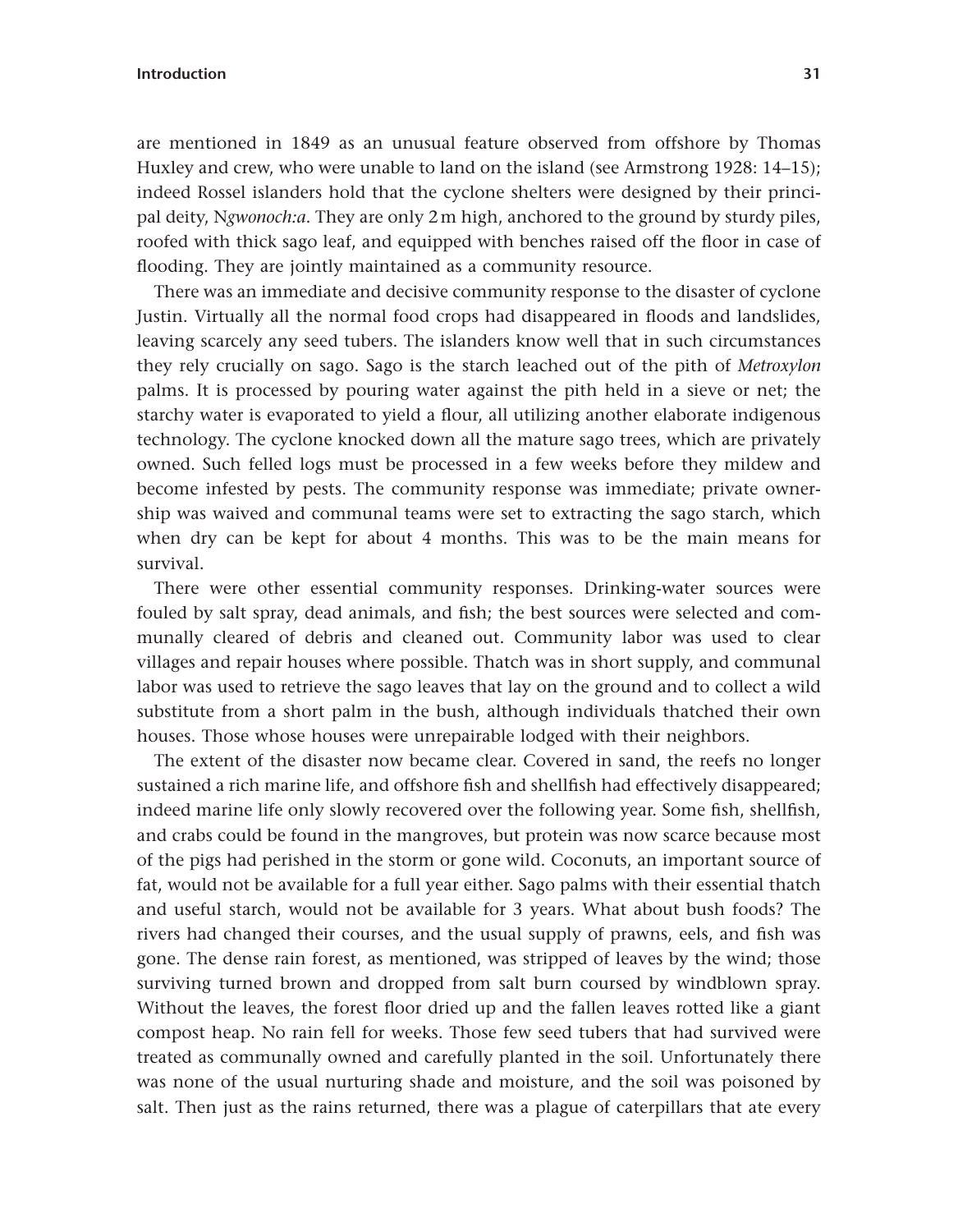are mentioned in 1849 as an unusual feature observed from offshore by Thomas Huxley and crew, who were unable to land on the island (see Armstrong 1928: 14–15); indeed Rossel islanders hold that the cyclone shelters were designed by their principal deity, N*gwonoch:a*. They are only 2 m high, anchored to the ground by sturdy piles, roofed with thick sago leaf, and equipped with benches raised off the floor in case of flooding. They are jointly maintained as a community resource.

There was an immediate and decisive community response to the disaster of cyclone Justin. Virtually all the normal food crops had disappeared in floods and landslides, leaving scarcely any seed tubers. The islanders know well that in such circumstances they rely crucially on sago. Sago is the starch leached out of the pith of *Metroxylon* palms. It is processed by pouring water against the pith held in a sieve or net; the starchy water is evaporated to yield a flour, all utilizing another elaborate indigenous technology. The cyclone knocked down all the mature sago trees, which are privately owned. Such felled logs must be processed in a few weeks before they mildew and become infested by pests. The community response was immediate; private ownership was waived and communal teams were set to extracting the sago starch, which when dry can be kept for about 4 months. This was to be the main means for survival.

There were other essential community responses. Drinking-water sources were fouled by salt spray, dead animals, and fish; the best sources were selected and communally cleared of debris and cleaned out. Community labor was used to clear villages and repair houses where possible. Thatch was in short supply, and communal labor was used to retrieve the sago leaves that lay on the ground and to collect a wild substitute from a short palm in the bush, although individuals thatched their own houses. Those whose houses were unrepairable lodged with their neighbors.

The extent of the disaster now became clear. Covered in sand, the reefs no longer sustained a rich marine life, and offshore fish and shellfish had effectively disappeared; indeed marine life only slowly recovered over the following year. Some fish, shellfish, and crabs could be found in the mangroves, but protein was now scarce because most of the pigs had perished in the storm or gone wild. Coconuts, an important source of fat, would not be available for a full year either. Sago palms with their essential thatch and useful starch, would not be available for 3 years. What about bush foods? The rivers had changed their courses, and the usual supply of prawns, eels, and fish was gone. The dense rain forest, as mentioned, was stripped of leaves by the wind; those surviving turned brown and dropped from salt burn coursed by windblown spray. Without the leaves, the forest floor dried up and the fallen leaves rotted like a giant compost heap. No rain fell for weeks. Those few seed tubers that had survived were treated as communally owned and carefully planted in the soil. Unfortunately there was none of the usual nurturing shade and moisture, and the soil was poisoned by salt. Then just as the rains returned, there was a plague of caterpillars that ate every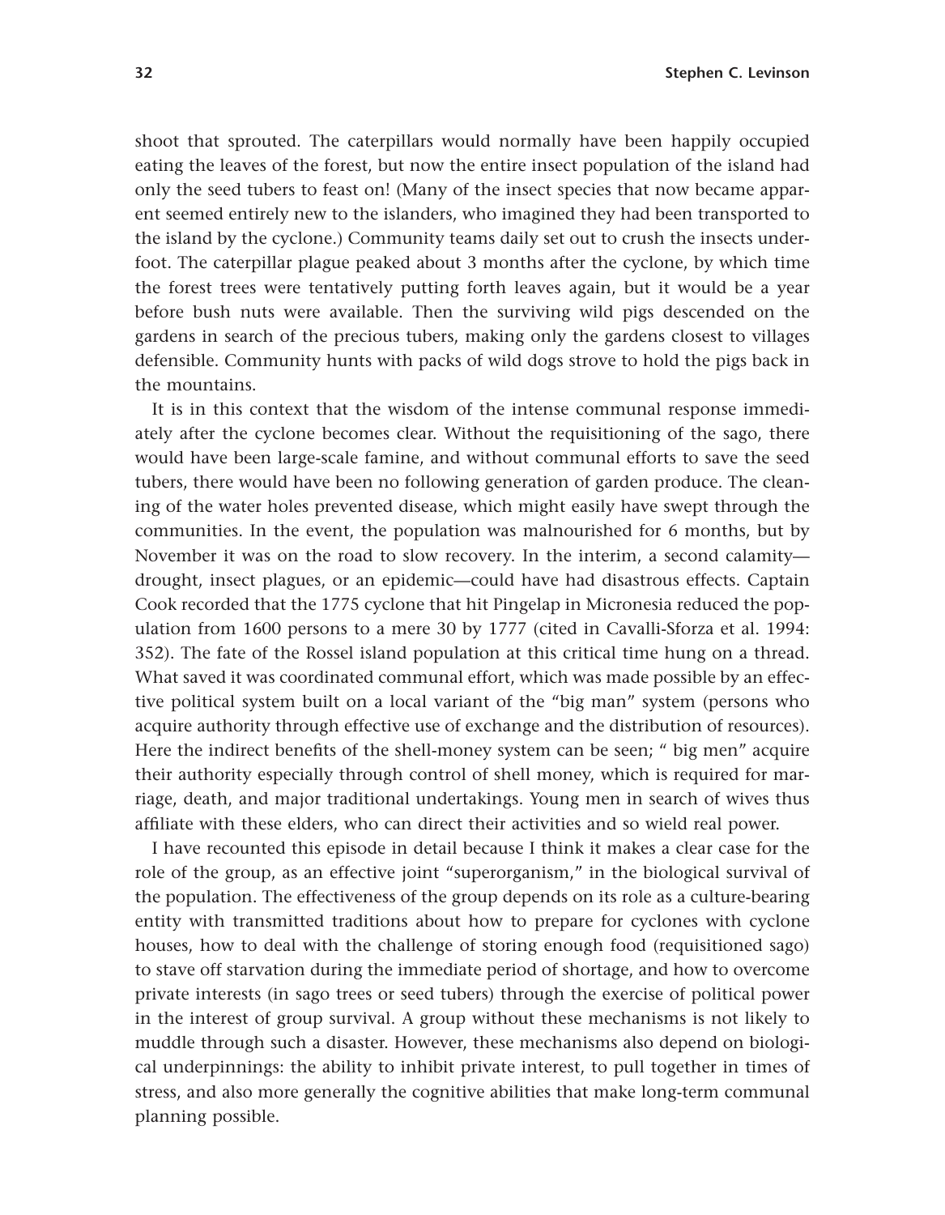shoot that sprouted. The caterpillars would normally have been happily occupied eating the leaves of the forest, but now the entire insect population of the island had only the seed tubers to feast on! (Many of the insect species that now became apparent seemed entirely new to the islanders, who imagined they had been transported to the island by the cyclone.) Community teams daily set out to crush the insects underfoot. The caterpillar plague peaked about 3 months after the cyclone, by which time the forest trees were tentatively putting forth leaves again, but it would be a year before bush nuts were available. Then the surviving wild pigs descended on the gardens in search of the precious tubers, making only the gardens closest to villages defensible. Community hunts with packs of wild dogs strove to hold the pigs back in the mountains.

It is in this context that the wisdom of the intense communal response immediately after the cyclone becomes clear. Without the requisitioning of the sago, there would have been large-scale famine, and without communal efforts to save the seed tubers, there would have been no following generation of garden produce. The cleaning of the water holes prevented disease, which might easily have swept through the communities. In the event, the population was malnourished for 6 months, but by November it was on the road to slow recovery. In the interim, a second calamity—drought, insect plagues, or an epidemic—could have had disastrous effects. Captain Cook recorded that the 1775 cyclone that hit Pingelap in Micronesia reduced the population from 1600 persons to a mere 30 by 1777 (cited in Cavalli-Sforza et al. 1994: 352). The fate of the Rossel island population at this critical time hung on a thread. What saved it was coordinated communal effort, which was made possible by an effective political system built on a local variant of the "big man" system (persons who acquire authority through effective use of exchange and the distribution of resources). Here the indirect benefits of the shell-money system can be seen; " big men" acquire their authority especially through control of shell money, which is required for marriage, death, and major traditional undertakings. Young men in search of wives thus affiliate with these elders, who can direct their activities and so wield real power.

I have recounted this episode in detail because I think it makes a clear case for the role of the group, as an effective joint "superorganism," in the biological survival of the population. The effectiveness of the group depends on its role as a culture-bearing entity with transmitted traditions about how to prepare for cyclones with cyclone houses, how to deal with the challenge of storing enough food (requisitioned sago) to stave off starvation during the immediate period of shortage, and how to overcome private interests (in sago trees or seed tubers) through the exercise of political power in the interest of group survival. A group without these mechanisms is not likely to muddle through such a disaster. However, these mechanisms also depend on biological underpinnings: the ability to inhibit private interest, to pull together in times of stress, and also more generally the cognitive abilities that make long-term communal planning possible.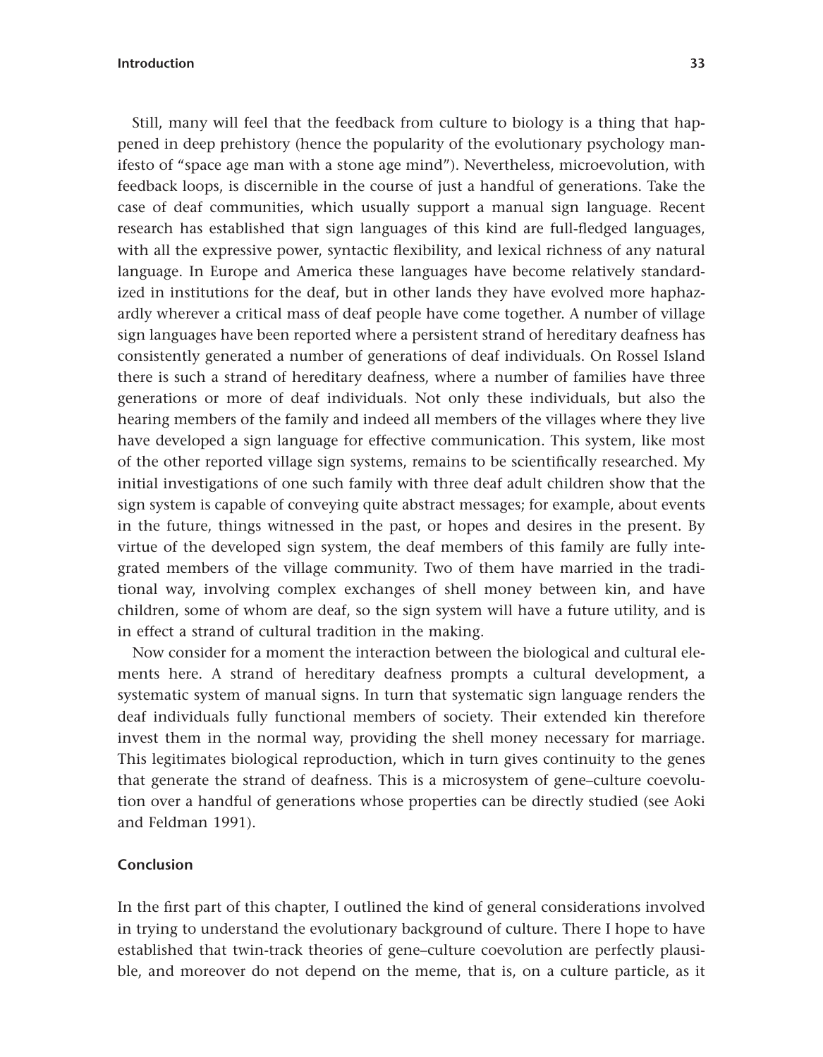Still, many will feel that the feedback from culture to biology is a thing that happened in deep prehistory (hence the popularity of the evolutionary psychology manifesto of "space age man with a stone age mind"). Nevertheless, microevolution, with feedback loops, is discernible in the course of just a handful of generations. Take the case of deaf communities, which usually support a manual sign language. Recent research has established that sign languages of this kind are full-fledged languages, with all the expressive power, syntactic flexibility, and lexical richness of any natural language. In Europe and America these languages have become relatively standardized in institutions for the deaf, but in other lands they have evolved more haphazardly wherever a critical mass of deaf people have come together. A number of village sign languages have been reported where a persistent strand of hereditary deafness has consistently generated a number of generations of deaf individuals. On Rossel Island there is such a strand of hereditary deafness, where a number of families have three generations or more of deaf individuals. Not only these individuals, but also the hearing members of the family and indeed all members of the villages where they live have developed a sign language for effective communication. This system, like most of the other reported village sign systems, remains to be scientifically researched. My initial investigations of one such family with three deaf adult children show that the sign system is capable of conveying quite abstract messages; for example, about events in the future, things witnessed in the past, or hopes and desires in the present. By virtue of the developed sign system, the deaf members of this family are fully integrated members of the village community. Two of them have married in the traditional way, involving complex exchanges of shell money between kin, and have children, some of whom are deaf, so the sign system will have a future utility, and is in effect a strand of cultural tradition in the making.

Now consider for a moment the interaction between the biological and cultural elements here. A strand of hereditary deafness prompts a cultural development, a systematic system of manual signs. In turn that systematic sign language renders the deaf individuals fully functional members of society. Their extended kin therefore invest them in the normal way, providing the shell money necessary for marriage. This legitimates biological reproduction, which in turn gives continuity to the genes that generate the strand of deafness. This is a microsystem of gene–culture coevolution over a handful of generations whose properties can be directly studied (see Aoki and Feldman 1991).

## Conclusion

In the first part of this chapter, I outlined the kind of general considerations involved in trying to understand the evolutionary background of culture. There I hope to have established that twin-track theories of gene–culture coevolution are perfectly plausible, and moreover do not depend on the meme, that is, on a culture particle, as it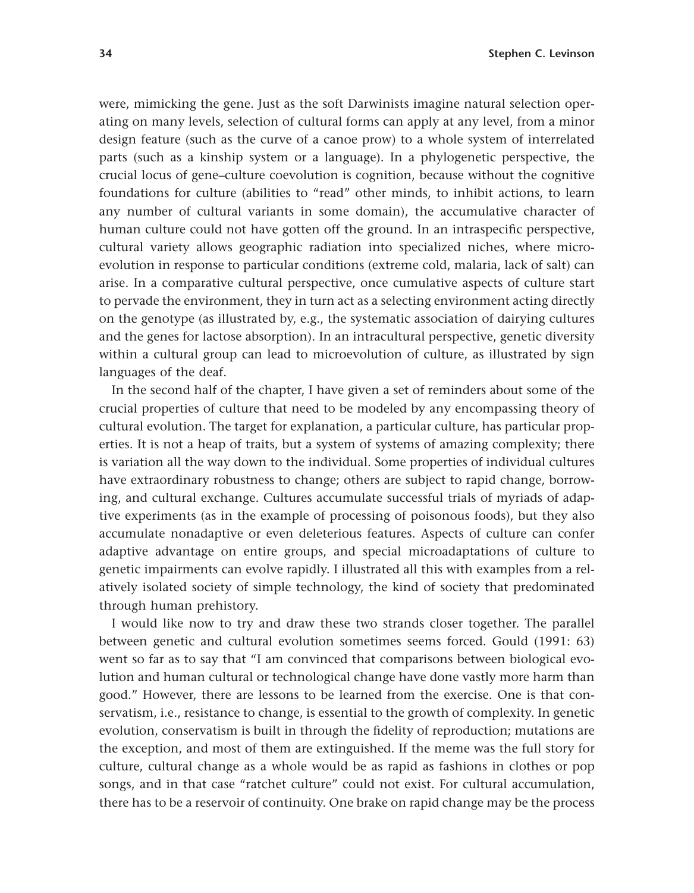were, mimicking the gene. Just as the soft Darwinists imagine natural selection operating on many levels, selection of cultural forms can apply at any level, from a minor design feature (such as the curve of a canoe prow) to a whole system of interrelated parts (such as a kinship system or a language). In a phylogenetic perspective, the crucial locus of gene–culture coevolution is cognition, because without the cognitive foundations for culture (abilities to "read" other minds, to inhibit actions, to learn any number of cultural variants in some domain), the accumulative character of human culture could not have gotten off the ground. In an intraspecific perspective, cultural variety allows geographic radiation into specialized niches, where microevolution in response to particular conditions (extreme cold, malaria, lack of salt) can arise. In a comparative cultural perspective, once cumulative aspects of culture start to pervade the environment, they in turn act as a selecting environment acting directly on the genotype (as illustrated by, e.g., the systematic association of dairying cultures and the genes for lactose absorption). In an intracultural perspective, genetic diversity within a cultural group can lead to microevolution of culture, as illustrated by sign languages of the deaf.

In the second half of the chapter, I have given a set of reminders about some of the crucial properties of culture that need to be modeled by any encompassing theory of cultural evolution. The target for explanation, a particular culture, has particular properties. It is not a heap of traits, but a system of systems of amazing complexity; there is variation all the way down to the individual. Some properties of individual cultures have extraordinary robustness to change; others are subject to rapid change, borrowing, and cultural exchange. Cultures accumulate successful trials of myriads of adaptive experiments (as in the example of processing of poisonous foods), but they also accumulate nonadaptive or even deleterious features. Aspects of culture can confer adaptive advantage on entire groups, and special microadaptations of culture to genetic impairments can evolve rapidly. I illustrated all this with examples from a relatively isolated society of simple technology, the kind of society that predominated through human prehistory.

I would like now to try and draw these two strands closer together. The parallel between genetic and cultural evolution sometimes seems forced. Gould (1991: 63) went so far as to say that "I am convinced that comparisons between biological evolution and human cultural or technological change have done vastly more harm than good." However, there are lessons to be learned from the exercise. One is that conservatism, i.e., resistance to change, is essential to the growth of complexity. In genetic evolution, conservatism is built in through the fidelity of reproduction; mutations are the exception, and most of them are extinguished. If the meme was the full story for culture, cultural change as a whole would be as rapid as fashions in clothes or pop songs, and in that case "ratchet culture" could not exist. For cultural accumulation, there has to be a reservoir of continuity. One brake on rapid change may be the process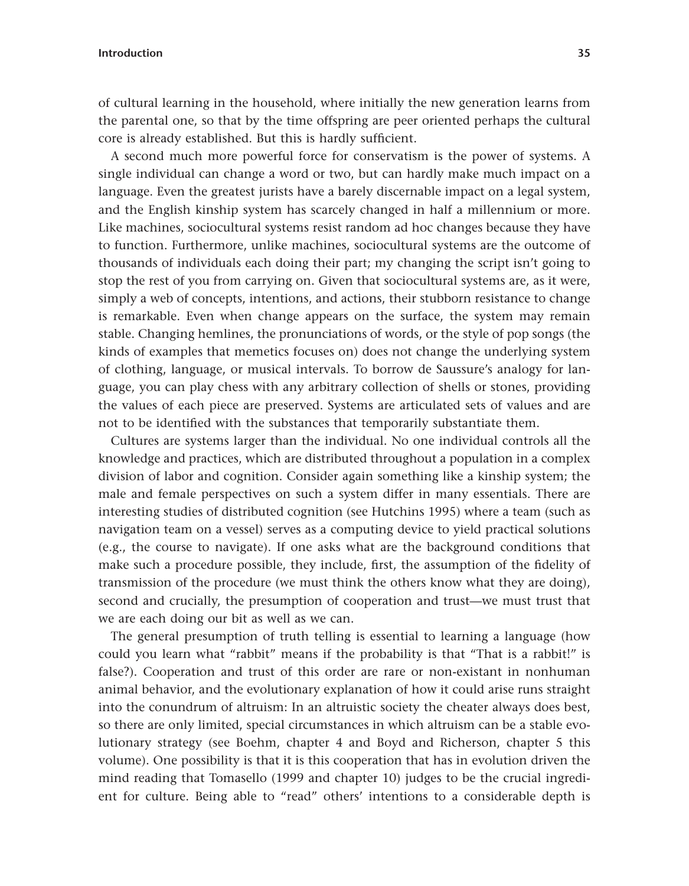of cultural learning in the household, where initially the new generation learns from the parental one, so that by the time offspring are peer oriented perhaps the cultural core is already established. But this is hardly sufficient.

A second much more powerful force for conservatism is the power of systems. A single individual can change a word or two, but can hardly make much impact on a language. Even the greatest jurists have a barely discernable impact on a legal system, and the English kinship system has scarcely changed in half a millennium or more. Like machines, sociocultural systems resist random ad hoc changes because they have to function. Furthermore, unlike machines, sociocultural systems are the outcome of thousands of individuals each doing their part; my changing the script isn't going to stop the rest of you from carrying on. Given that sociocultural systems are, as it were, simply a web of concepts, intentions, and actions, their stubborn resistance to change is remarkable. Even when change appears on the surface, the system may remain stable. Changing hemlines, the pronunciations of words, or the style of pop songs (the kinds of examples that memetics focuses on) does not change the underlying system of clothing, language, or musical intervals. To borrow de Saussure's analogy for language, you can play chess with any arbitrary collection of shells or stones, providing the values of each piece are preserved. Systems are articulated sets of values and are not to be identified with the substances that temporarily substantiate them.

Cultures are systems larger than the individual. No one individual controls all the knowledge and practices, which are distributed throughout a population in a complex division of labor and cognition. Consider again something like a kinship system; the male and female perspectives on such a system differ in many essentials. There are interesting studies of distributed cognition (see Hutchins 1995) where a team (such as navigation team on a vessel) serves as a computing device to yield practical solutions (e.g., the course to navigate). If one asks what are the background conditions that make such a procedure possible, they include, first, the assumption of the fidelity of transmission of the procedure (we must think the others know what they are doing), second and crucially, the presumption of cooperation and trust—we must trust that we are each doing our bit as well as we can.

The general presumption of truth telling is essential to learning a language (how could you learn what "rabbit" means if the probability is that "That is a rabbit!" is false?). Cooperation and trust of this order are rare or non-existant in nonhuman animal behavior, and the evolutionary explanation of how it could arise runs straight into the conundrum of altruism: In an altruistic society the cheater always does best, so there are only limited, special circumstances in which altruism can be a stable evolutionary strategy (see Boehm, chapter 4 and Boyd and Richerson, chapter 5 this volume). One possibility is that it is this cooperation that has in evolution driven the mind reading that Tomasello (1999 and chapter 10) judges to be the crucial ingredient for culture. Being able to "read" others' intentions to a considerable depth is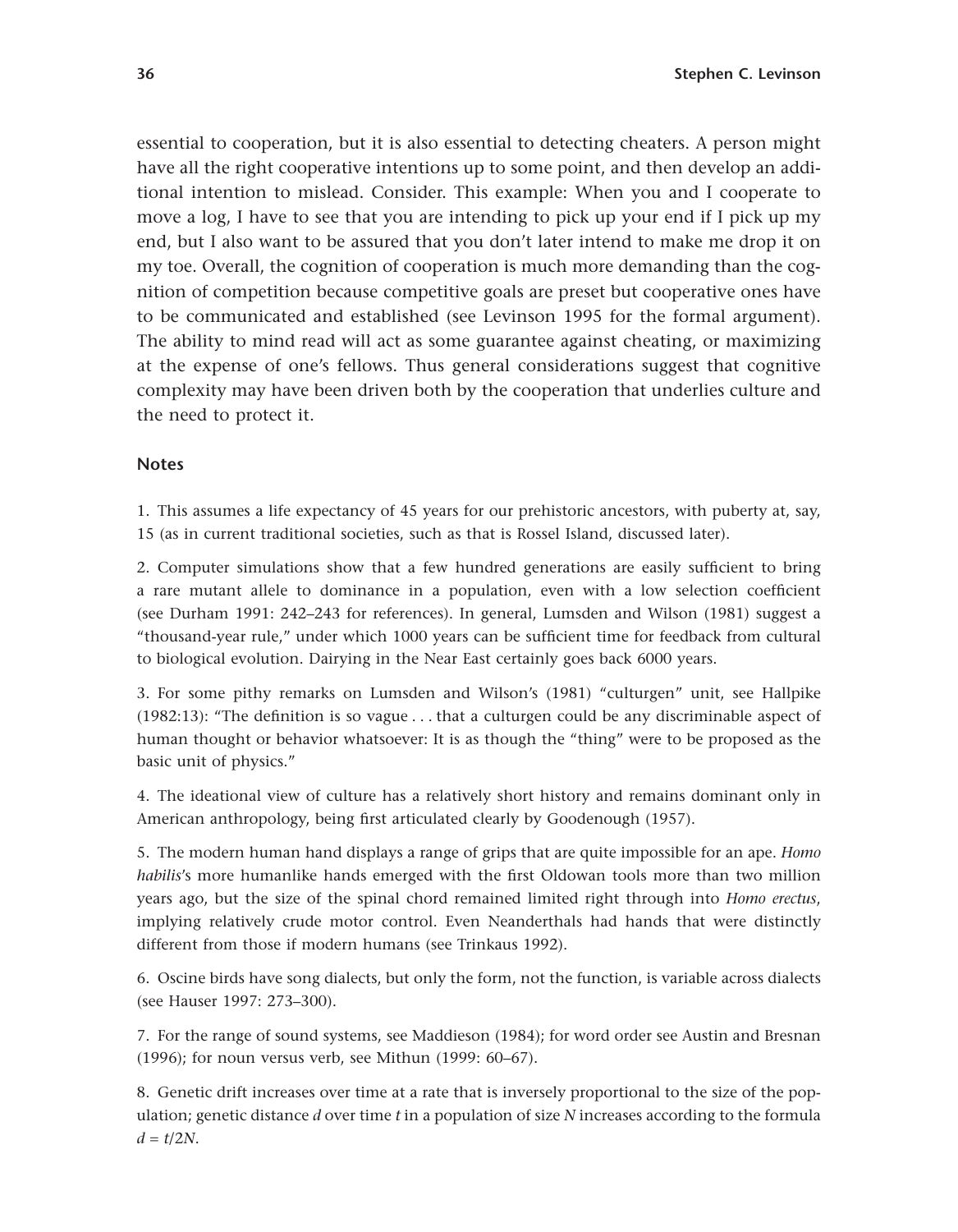essential to cooperation, but it is also essential to detecting cheaters. A person might have all the right cooperative intentions up to some point, and then develop an additional intention to mislead. Consider. This example: When you and I cooperate to move a log, I have to see that you are intending to pick up your end if I pick up my end, but I also want to be assured that you don't later intend to make me drop it on my toe. Overall, the cognition of cooperation is much more demanding than the cognition of competition because competitive goals are preset but cooperative ones have to be communicated and established (see Levinson 1995 for the formal argument). The ability to mind read will act as some guarantee against cheating, or maximizing at the expense of one's fellows. Thus general considerations suggest that cognitive complexity may have been driven both by the cooperation that underlies culture and the need to protect it.

### Notes

1. This assumes a life expectancy of 45 years for our prehistoric ancestors, with puberty at, say, 15 (as in current traditional societies, such as that is Rossel Island, discussed later).

2. Computer simulations show that a few hundred generations are easily sufficient to bring a rare mutant allele to dominance in a population, even with a low selection coefficient (see Durham 1991: 242–243 for references). In general, Lumsden and Wilson (1981) suggest a "thousand-year rule," under which 1000 years can be sufficient time for feedback from cultural to biological evolution. Dairying in the Near East certainly goes back 6000 years.

3. For some pithy remarks on Lumsden and Wilson's (1981) "culturgen" unit, see Hallpike (1982:13): "The definition is so vague . . . that a culturgen could be any discriminable aspect of human thought or behavior whatsoever: It is as though the "thing" were to be proposed as the basic unit of physics."

4. The ideational view of culture has a relatively short history and remains dominant only in American anthropology, being first articulated clearly by Goodenough (1957).

5. The modern human hand displays a range of grips that are quite impossible for an ape. *Homo habilis*'s more humanlike hands emerged with the first Oldowan tools more than two million years ago, but the size of the spinal chord remained limited right through into *Homo erectus*, implying relatively crude motor control. Even Neanderthals had hands that were distinctly different from those if modern humans (see Trinkaus 1992).

6. Oscine birds have song dialects, but only the form, not the function, is variable across dialects (see Hauser 1997: 273–300).

7. For the range of sound systems, see Maddieson (1984); for word order see Austin and Bresnan (1996); for noun versus verb, see Mithun (1999: 60–67).

8. Genetic drift increases over time at a rate that is inversely proportional to the size of the population; genetic distance $d$ over time $t$ in a population of size $N$ increases according to the formula $d = t/2N$.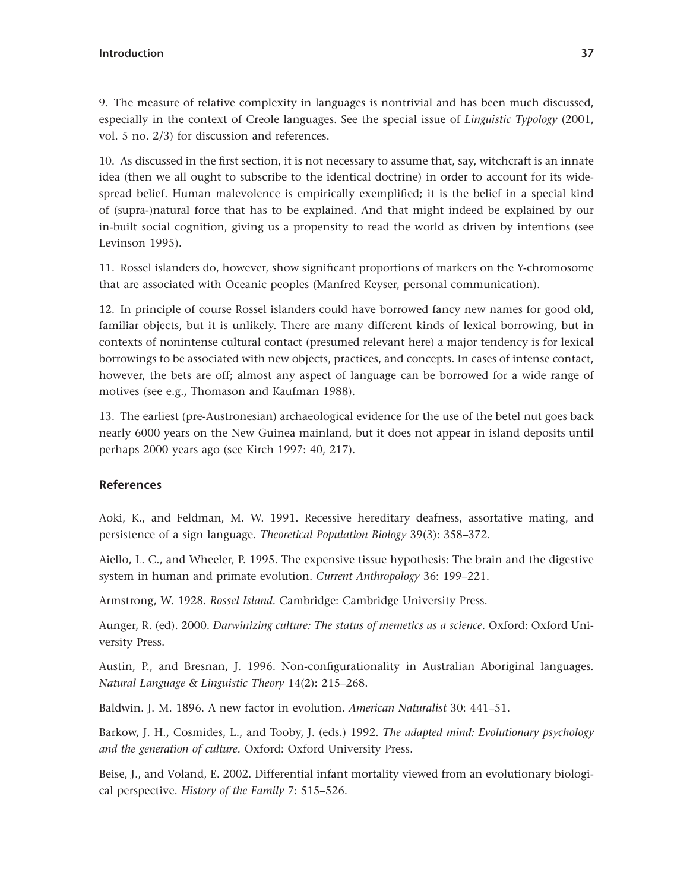9. The measure of relative complexity in languages is nontrivial and has been much discussed, especially in the context of Creole languages. See the special issue of *Linguistic Typology* (2001, vol. 5 no. 2/3) for discussion and references.

10. As discussed in the first section, it is not necessary to assume that, say, witchcraft is an innate idea (then we all ought to subscribe to the identical doctrine) in order to account for its widespread belief. Human malevolence is empirically exemplified; it is the belief in a special kind of (supra-)natural force that has to be explained. And that might indeed be explained by our in-built social cognition, giving us a propensity to read the world as driven by intentions (see Levinson 1995).

11. Rossel islanders do, however, show significant proportions of markers on the Y-chromosome that are associated with Oceanic peoples (Manfred Keyser, personal communication).

12. In principle of course Rossel islanders could have borrowed fancy new names for good old, familiar objects, but it is unlikely. There are many different kinds of lexical borrowing, but in contexts of nonintense cultural contact (presumed relevant here) a major tendency is for lexical borrowings to be associated with new objects, practices, and concepts. In cases of intense contact, however, the bets are off; almost any aspect of language can be borrowed for a wide range of motives (see e.g., Thomason and Kaufman 1988).

13. The earliest (pre-Austronesian) archaeological evidence for the use of the betel nut goes back nearly 6000 years on the New Guinea mainland, but it does not appear in island deposits until perhaps 2000 years ago (see Kirch 1997: 40, 217).

## References

Aoki, K., and Feldman, M. W. 1991. Recessive hereditary deafness, assortative mating, and persistence of a sign language. *Theoretical Population Biology* 39(3): 358–372.

Aiello, L. C., and Wheeler, P. 1995. The expensive tissue hypothesis: The brain and the digestive system in human and primate evolution. *Current Anthropology* 36: 199–221.

Armstrong, W. 1928. *Rossel Island.* Cambridge: Cambridge University Press.

Aunger, R. (ed). 2000. *Darwinizing culture: The status of memetics as a science*. Oxford: Oxford University Press.

Austin, P., and Bresnan, J. 1996. Non-configurationality in Australian Aboriginal languages. *Natural Language & Linguistic Theory* 14(2): 215–268.

Baldwin. J. M. 1896. A new factor in evolution. *American Naturalist* 30: 441–51.

Barkow, J. H., Cosmides, L., and Tooby, J. (eds.) 1992. *The adapted mind: Evolutionary psychology and the generation of culture.* Oxford: Oxford University Press.

Beise, J., and Voland, E. 2002. Differential infant mortality viewed from an evolutionary biological perspective. *History of the Family* 7: 515–526.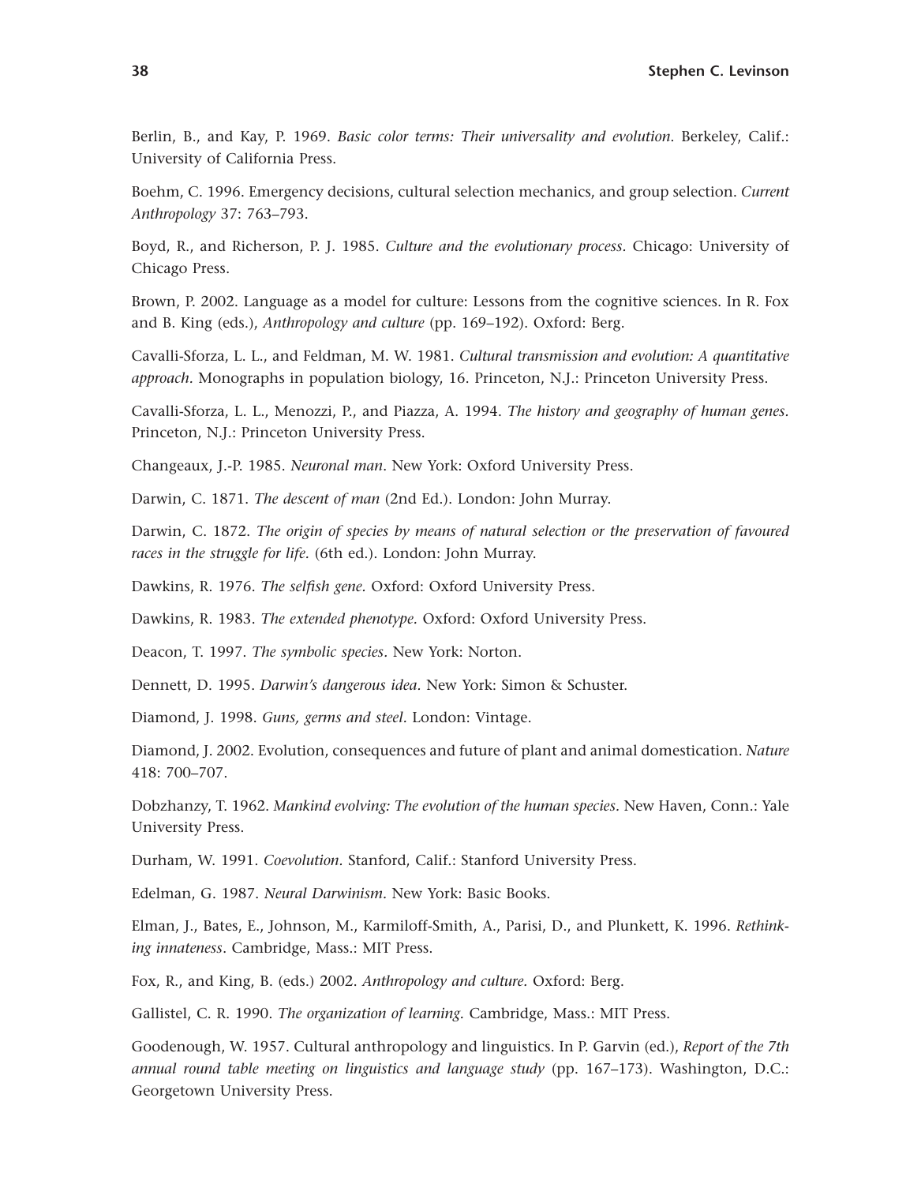Berlin, B., and Kay, P. 1969. *Basic color terms: Their universality and evolution*. Berkeley, Calif.: University of California Press.

Boehm, C. 1996. Emergency decisions, cultural selection mechanics, and group selection. *Current Anthropology* 37: 763–793.

Boyd, R., and Richerson, P. J. 1985. *Culture and the evolutionary process*. Chicago: University of Chicago Press.

Brown, P. 2002. Language as a model for culture: Lessons from the cognitive sciences. In R. Fox and B. King (eds.), *Anthropology and culture* (pp. 169–192). Oxford: Berg.

Cavalli-Sforza, L. L., and Feldman, M. W. 1981. *Cultural transmission and evolution: A quantitative approach*. Monographs in population biology, 16. Princeton, N.J.: Princeton University Press.

Cavalli-Sforza, L. L., Menozzi, P., and Piazza, A. 1994. *The history and geography of human genes*. Princeton, N.J.: Princeton University Press.

Changeaux, J.-P. 1985. *Neuronal man*. New York: Oxford University Press.

Darwin, C. 1871. *The descent of man* (2nd Ed.). London: John Murray.

Darwin, C. 1872. *The origin of species by means of natural selection or the preservation of favoured races in the struggle for life*. (6th ed.). London: John Murray.

Dawkins, R. 1976. *The selfish gene*. Oxford: Oxford University Press.

Dawkins, R. 1983. *The extended phenotype*. Oxford: Oxford University Press.

Deacon, T. 1997. *The symbolic species*. New York: Norton.

Dennett, D. 1995. *Darwin's dangerous idea*. New York: Simon & Schuster.

Diamond, J. 1998. *Guns, germs and steel*. London: Vintage.

Diamond, J. 2002. Evolution, consequences and future of plant and animal domestication. *Nature* 418: 700–707.

Dobzhanzy, T. 1962. *Mankind evolving: The evolution of the human species*. New Haven, Conn.: Yale University Press.

Durham, W. 1991. *Coevolution*. Stanford, Calif.: Stanford University Press.

Edelman, G. 1987. *Neural Darwinism*. New York: Basic Books.

Elman, J., Bates, E., Johnson, M., Karmiloff-Smith, A., Parisi, D., and Plunkett, K. 1996. *Rethinking innateness*. Cambridge, Mass.: MIT Press.

Fox, R., and King, B. (eds.) 2002. *Anthropology and culture*. Oxford: Berg.

Gallistel, C. R. 1990. *The organization of learning*. Cambridge, Mass.: MIT Press.

Goodenough, W. 1957. Cultural anthropology and linguistics. In P. Garvin (ed.), *Report of the 7th annual round table meeting on linguistics and language study* (pp. 167–173). Washington, D.C.: Georgetown University Press.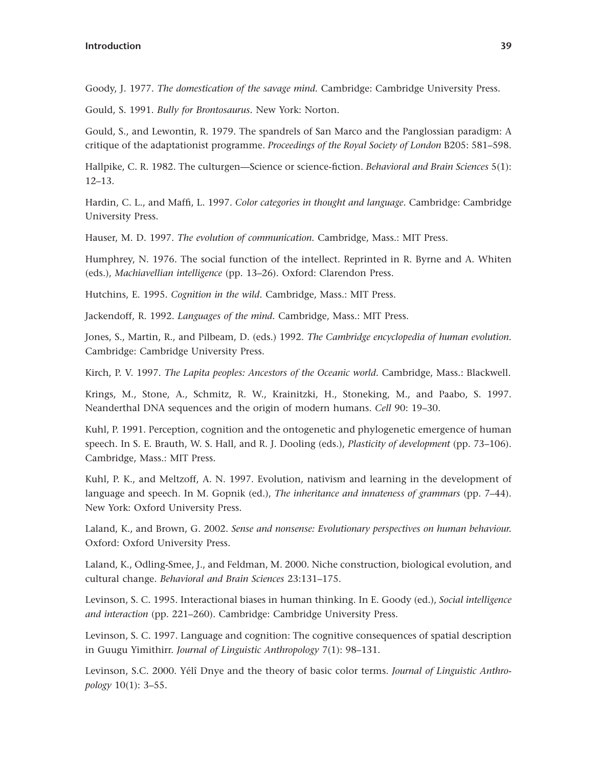Goody, J. 1977. *The domestication of the savage mind.* Cambridge: Cambridge University Press.

Gould, S. 1991. *Bully for Brontosaurus.* New York: Norton.

Gould, S., and Lewontin, R. 1979. The spandrels of San Marco and the Panglossian paradigm: A critique of the adaptationist programme. *Proceedings of the Royal Society of London* B205: 581–598.

Hallpike, C. R. 1982. The culturgen—Science or science-fiction. *Behavioral and Brain Sciences* 5(1): 12–13.

Hardin, C. L., and Maffi, L. 1997. *Color categories in thought and language.* Cambridge: Cambridge University Press.

Hauser, M. D. 1997. *The evolution of communication.* Cambridge, Mass.: MIT Press.

Humphrey, N. 1976. The social function of the intellect. Reprinted in R. Byrne and A. Whiten (eds.), *Machiavellian intelligence* (pp. 13–26). Oxford: Clarendon Press.

Hutchins, E. 1995. *Cognition in the wild.* Cambridge, Mass.: MIT Press.

Jackendoff, R. 1992. *Languages of the mind.* Cambridge, Mass.: MIT Press.

Jones, S., Martin, R., and Pilbeam, D. (eds.) 1992. *The Cambridge encyclopedia of human evolution.* Cambridge: Cambridge University Press.

Kirch, P. V. 1997. *The Lapita peoples: Ancestors of the Oceanic world.* Cambridge, Mass.: Blackwell.

Krings, M., Stone, A., Schmitz, R. W., Krainitzki, H., Stoneking, M., and Paabo, S. 1997. Neanderthal DNA sequences and the origin of modern humans. *Cell* 90: 19–30.

Kuhl, P. 1991. Perception, cognition and the ontogenetic and phylogenetic emergence of human speech. In S. E. Brauth, W. S. Hall, and R. J. Dooling (eds.), *Plasticity of development* (pp. 73–106). Cambridge, Mass.: MIT Press.

Kuhl, P. K., and Meltzoff, A. N. 1997. Evolution, nativism and learning in the development of language and speech. In M. Gopnik (ed.), *The inheritance and innateness of grammars* (pp. 7–44). New York: Oxford University Press.

Laland, K., and Brown, G. 2002. *Sense and nonsense: Evolutionary perspectives on human behaviour.* Oxford: Oxford University Press.

Laland, K., Odling-Smee, J., and Feldman, M. 2000. Niche construction, biological evolution, and cultural change. *Behavioral and Brain Sciences* 23:131–175.

Levinson, S. C. 1995. Interactional biases in human thinking. In E. Goody (ed.), *Social intelligence and interaction* (pp. 221–260). Cambridge: Cambridge University Press.

Levinson, S. C. 1997. Language and cognition: The cognitive consequences of spatial description in Guugu Yimithirr. *Journal of Linguistic Anthropology* 7(1): 98–131.

Levinson, S.C. 2000. Yélî Dnye and the theory of basic color terms. *Journal of Linguistic Anthropology* 10(1): 3–55.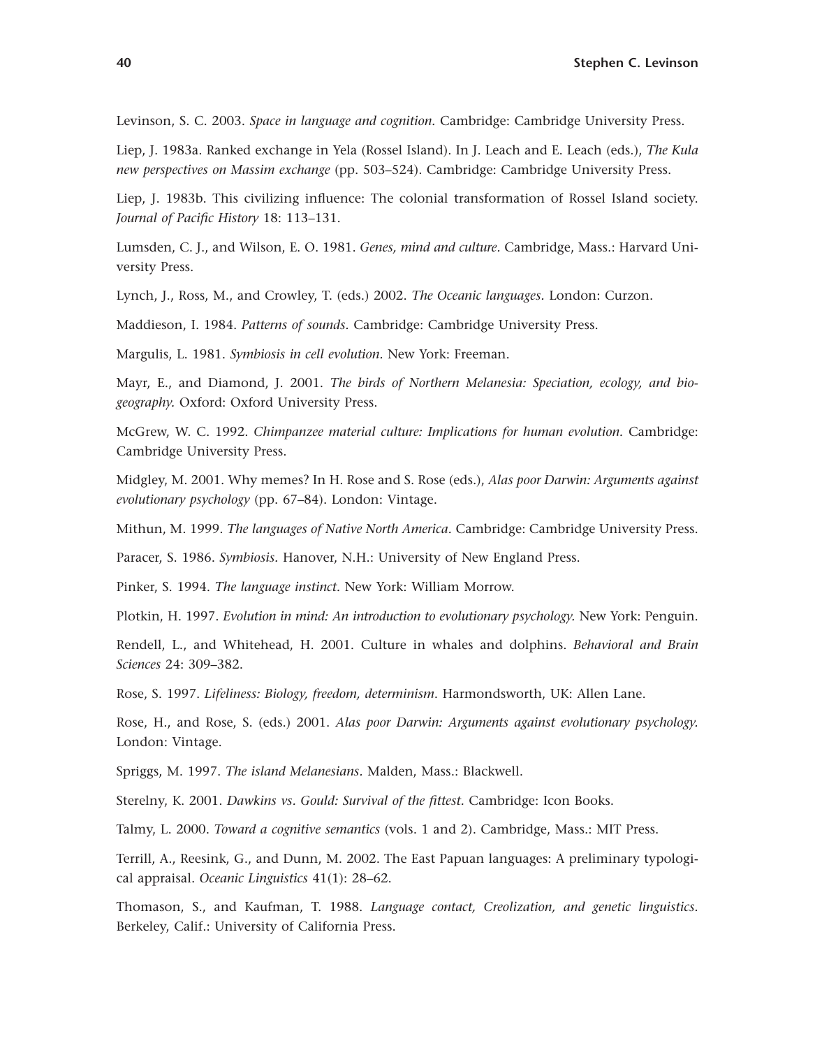Levinson, S. C. 2003. *Space in language and cognition.* Cambridge: Cambridge University Press.

Liep, J. 1983a. Ranked exchange in Yela (Rossel Island). In J. Leach and E. Leach (eds.), *The Kula new perspectives on Massim exchange* (pp. 503–524). Cambridge: Cambridge University Press.

Liep, J. 1983b. This civilizing influence: The colonial transformation of Rossel Island society. *Journal of Pacific History* 18: 113–131.

Lumsden, C. J., and Wilson, E. O. 1981. *Genes, mind and culture.* Cambridge, Mass.: Harvard University Press.

Lynch, J., Ross, M., and Crowley, T. (eds.) 2002. *The Oceanic languages.* London: Curzon.

Maddieson, I. 1984. *Patterns of sounds.* Cambridge: Cambridge University Press.

Margulis, L. 1981. *Symbiosis in cell evolution.* New York: Freeman.

Mayr, E., and Diamond, J. 2001. *The birds of Northern Melanesia: Speciation, ecology, and biogeography.* Oxford: Oxford University Press.

McGrew, W. C. 1992. *Chimpanzee material culture: Implications for human evolution.* Cambridge: Cambridge University Press.

Midgley, M. 2001. Why memes? In H. Rose and S. Rose (eds.), *Alas poor Darwin: Arguments against evolutionary psychology* (pp. 67–84). London: Vintage.

Mithun, M. 1999. *The languages of Native North America.* Cambridge: Cambridge University Press.

Paracer, S. 1986. *Symbiosis.* Hanover, N.H.: University of New England Press.

Pinker, S. 1994. *The language instinct.* New York: William Morrow.

Plotkin, H. 1997. *Evolution in mind: An introduction to evolutionary psychology.* New York: Penguin.

Rendell, L., and Whitehead, H. 2001. Culture in whales and dolphins. *Behavioral and Brain Sciences* 24: 309–382.

Rose, S. 1997. *Lifeliness: Biology, freedom, determinism.* Harmondsworth, UK: Allen Lane.

Rose, H., and Rose, S. (eds.) 2001. *Alas poor Darwin: Arguments against evolutionary psychology.* London: Vintage.

Spriggs, M. 1997. *The island Melanesians.* Malden, Mass.: Blackwell.

Sterelny, K. 2001. *Dawkins vs. Gould: Survival of the fittest.* Cambridge: Icon Books.

Talmy, L. 2000. *Toward a cognitive semantics* (vols. 1 and 2). Cambridge, Mass.: MIT Press.

Terrill, A., Reesink, G., and Dunn, M. 2002. The East Papuan languages: A preliminary typological appraisal. *Oceanic Linguistics* 41(1): 28–62.

Thomason, S., and Kaufman, T. 1988. *Language contact, Creolization, and genetic linguistics.* Berkeley, Calif.: University of California Press.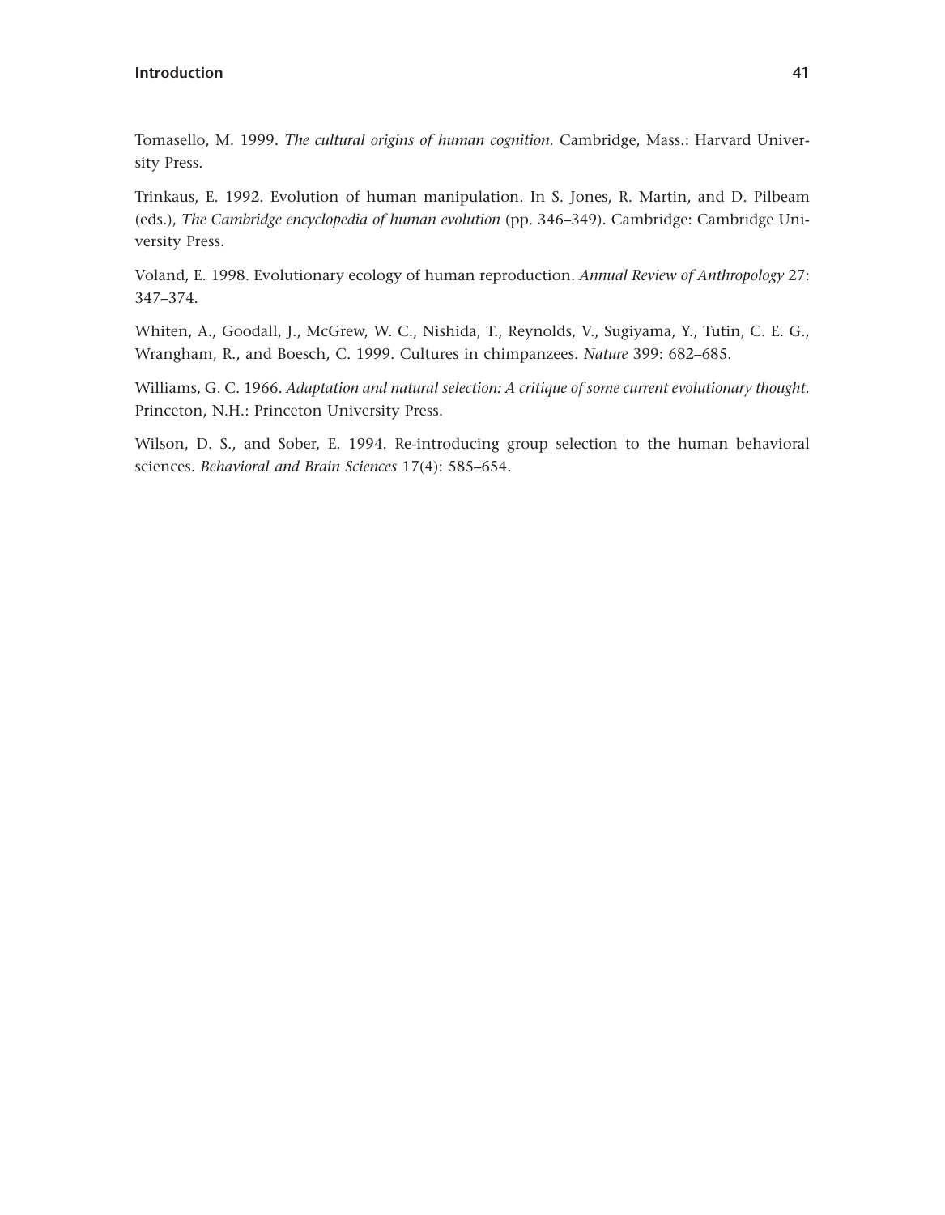Tomasello, M. 1999. *The cultural origins of human cognition.* Cambridge, Mass.: Harvard University Press.

Trinkaus, E. 1992. Evolution of human manipulation. In S. Jones, R. Martin, and D. Pilbeam (eds.), *The Cambridge encyclopedia of human evolution* (pp. 346–349). Cambridge: Cambridge University Press.

Voland, E. 1998. Evolutionary ecology of human reproduction. *Annual Review of Anthropology* 27: 347–374.

Whiten, A., Goodall, J., McGrew, W. C., Nishida, T., Reynolds, V., Sugiyama, Y., Tutin, C. E. G., Wrangham, R., and Boesch, C. 1999. Cultures in chimpanzees. *Nature* 399: 682–685.

Williams, G. C. 1966. *Adaptation and natural selection: A critique of some current evolutionary thought.* Princeton, N.H.: Princeton University Press.

Wilson, D. S., and Sober, E. 1994. Re-introducing group selection to the human behavioral sciences. *Behavioral and Brain Sciences* 17(4): 585–654.